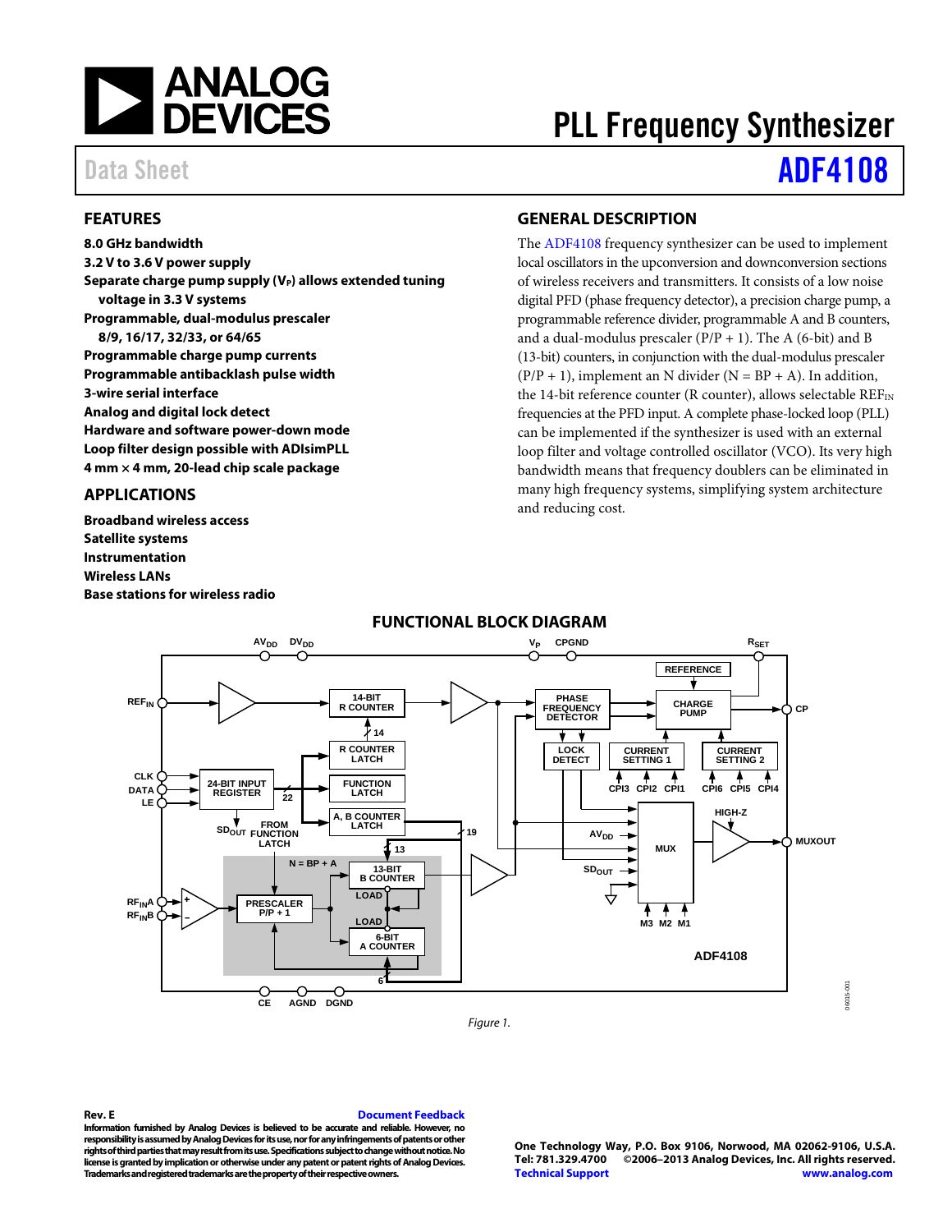# ANALOG DEVICES

# PLL Frequency Synthesizer

Data Sheet **ADF4108**

## FEATURES

**8.0 GHz bandwidth**
**3.2 V to 3.6 V power supply**
**Separate charge pump supply ($V_P$) allows extended tuning voltage in 3.3 V systems**
**Programmable, dual-modulus prescaler 8/9, 16/17, 32/33, or 64/65**
**Programmable charge pump currents**
**Programmable antibacklash pulse width**
**3-wire serial interface**
**Analog and digital lock detect**
**Hardware and software power-down mode**
**Loop filter design possible with ADIsimPLL**
**4 mm × 4 mm, 20-lead chip scale package**

## APPLICATIONS

**Broadband wireless access**
**Satellite systems**
**Instrumentation**
**Wireless LANs**
**Base stations for wireless radio**

## GENERAL DESCRIPTION

The ADF4108 frequency synthesizer can be used to implement local oscillators in the upconversion and downconversion sections of wireless receivers and transmitters. It consists of a low noise digital PFD (phase frequency detector), a precision charge pump, a programmable reference divider, programmable A and B counters, and a dual-modulus prescaler (P/P + 1). The A (6-bit) and B (13-bit) counters, in conjunction with the dual-modulus prescaler (P/P + 1), implement an N divider (N = BP + A). In addition, the 14-bit reference counter (R counter), allows selectable $REF_{IN}$ frequencies at the PFD input. A complete phase-locked loop (PLL) can be implemented if the synthesizer is used with an external loop filter and voltage controlled oscillator (VCO). Its very high bandwidth means that frequency doublers can be eliminated in many high frequency systems, simplifying system architecture and reducing cost.

## FUNCTIONAL BLOCK DIAGRAM

Figure 1.

**Rev. E** Document Feedback
**Information furnished by Analog Devices is believed to be accurate and reliable. However, no responsibility is assumed by Analog Devices for its use, nor for any infringements of patents or other rights of third parties that may result from its use. Specifications subject to change without notice. No license is granted by implication or otherwise under any patent or patent rights of Analog Devices. Trademarks and registered trademarks are the property of their respective owners.**

**One Technology Way, P.O. Box 9106, Norwood, MA 02062-9106, U.S.A.**
**Tel: 781.329.4700 ©2006–2013 Analog Devices, Inc. All rights reserved.**
**Technical Support www.analog.com**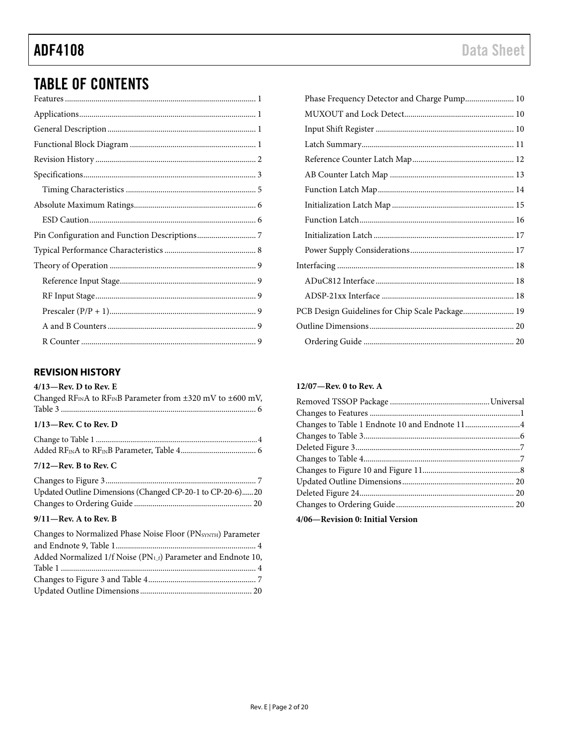# TABLE OF CONTENTS

Features .......... 1
Applications .......... 1
General Description .......... 1
Functional Block Diagram .......... 1
Revision History .......... 2
Specifications .......... 3
  Timing Characteristics .......... 5
Absolute Maximum Ratings .......... 6
  ESD Caution .......... 6
Pin Configuration and Function Descriptions .......... 7
Typical Performance Characteristics .......... 8
Theory of Operation .......... 9
  Reference Input Stage .......... 9
  RF Input Stage .......... 9
  Prescaler (P/P + 1) .......... 9
  A and B Counters .......... 9
  R Counter .......... 9
  Phase Frequency Detector and Charge Pump .......... 10
  MUXOUT and Lock Detect .......... 10
  Input Shift Register .......... 10
  Latch Summary .......... 11
  Reference Counter Latch Map .......... 12
  AB Counter Latch Map .......... 13
  Function Latch Map .......... 14
  Initialization Latch Map .......... 15
  Function Latch .......... 16
  Initialization Latch .......... 17
  Power Supply Considerations .......... 17
Interfacing .......... 18
  ADuC812 Interface .......... 18
  ADSP-21xx Interface .......... 18
PCB Design Guidelines for Chip Scale Package .......... 19
Outline Dimensions .......... 20
  Ordering Guide .......... 20

## REVISION HISTORY

**4/13—Rev. D to Rev. E**

Changed $RF_{IN}A$ to $RF_{IN}B$ Parameter from ±320 mV to ±600 mV, Table 3 .......... 6

**1/13—Rev. C to Rev. D**

Change to Table 1 .......... 4
Added $RF_{IN}A$ to $RF_{IN}B$ Parameter, Table 4 .......... 6

**7/12—Rev. B to Rev. C**

Changes to Figure 3 .......... 7
Updated Outline Dimensions (Changed CP-20-1 to CP-20-6) .......... 20
Changes to Ordering Guide .......... 20

**9/11—Rev. A to Rev. B**

Changes to Normalized Phase Noise Floor ($PN_{SYNTH}$) Parameter and Endnote 9, Table 1 .......... 4
Added Normalized 1/f Noise ($PN_{1\_f}$) Parameter and Endnote 10, Table 1 .......... 4
Changes to Figure 3 and Table 4 .......... 7
Updated Outline Dimensions .......... 20

**12/07—Rev. 0 to Rev. A**

Removed TSSOP Package .......... Universal
Changes to Features .......... 1
Changes to Table 1 Endnote 10 and Endnote 11 .......... 4
Changes to Table 3 .......... 6
Deleted Figure 3 .......... 7
Changes to Table 4 .......... 7
Changes to Figure 10 and Figure 11 .......... 8
Updated Outline Dimensions .......... 20
Deleted Figure 24 .......... 20
Changes to Ordering Guide .......... 20

**4/06—Revision 0: Initial Version**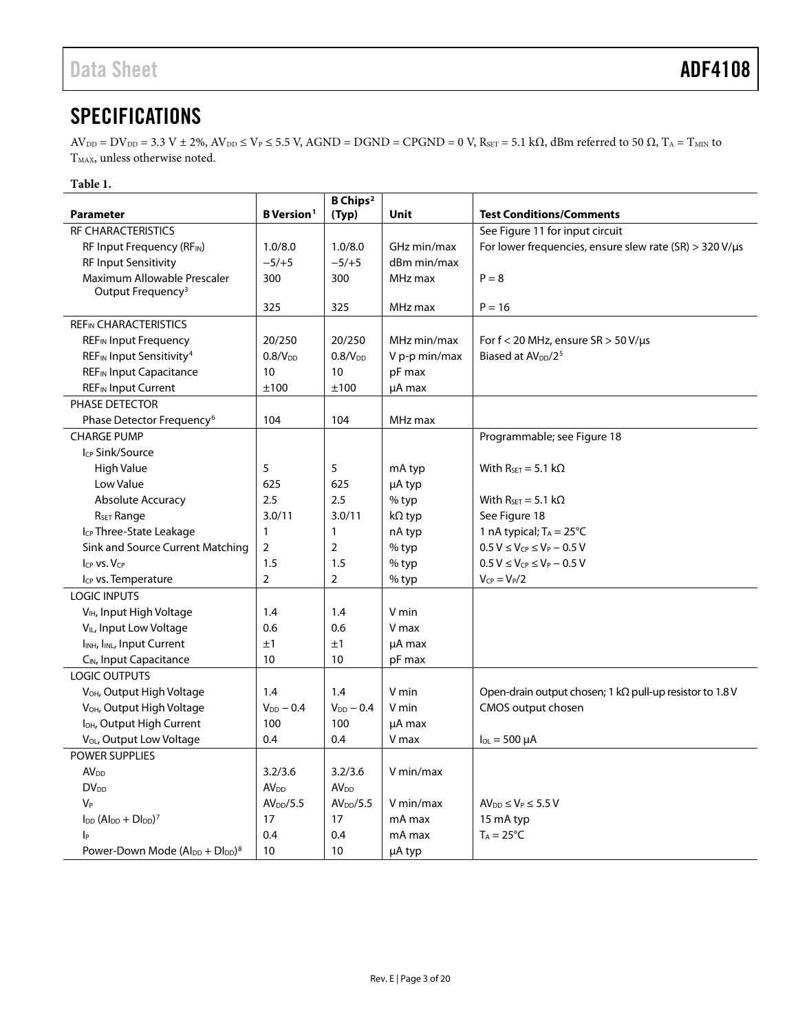# SPECIFICATIONS

$AV_{DD} = DV_{DD} = 3.3$ V ± 2%, $AV_{DD} \leq V_P \leq 5.5$ V, AGND = DGND = CPGND = 0 V, $R_{SET} = 5.1$ kΩ, dBm referred to 50 Ω, $T_A = T_{MIN}$ to $T_{MAX}$, unless otherwise noted.

**Table 1.**

| Parameter | B Version[1] | B Chips[2] (Typ) | Unit | Test Conditions/Comments |
|---|---|---|---|---|
| RF CHARACTERISTICS | | | | See Figure 11 for input circuit |
| RF Input Frequency ($RF_{IN}$) | 1.0/8.0 | 1.0/8.0 | GHz min/max | For lower frequencies, ensure slew rate (SR) > 320 V/μs |
| RF Input Sensitivity | −5/+5 | −5/+5 | dBm min/max | |
| Maximum Allowable Prescaler Output Frequency[3] | 300 | 300 | MHz max | P = 8 |
| | 325 | 325 | MHz max | P = 16 |
| $REF_{IN}$ CHARACTERISTICS | | | | |
| $REF_{IN}$ Input Frequency | 20/250 | 20/250 | MHz min/max | For f < 20 MHz, ensure SR > 50 V/μs |
| $REF_{IN}$ Input Sensitivity[4] | $0.8/V_{DD}$ | $0.8/V_{DD}$ | V p-p min/max | Biased at $AV_{DD}/2$[5] |
| $REF_{IN}$ Input Capacitance | 10 | 10 | pF max | |
| $REF_{IN}$ Input Current | ±100 | ±100 | μA max | |
| PHASE DETECTOR | | | | |
| Phase Detector Frequency[6] | 104 | 104 | MHz max | |
| CHARGE PUMP | | | | Programmable; see Figure 18 |
| $I_{CP}$ Sink/Source | | | | |
| High Value | 5 | 5 | mA typ | With $R_{SET} = 5.1$ kΩ |
| Low Value | 625 | 625 | μA typ | |
| Absolute Accuracy | 2.5 | 2.5 | % typ | With $R_{SET} = 5.1$ kΩ |
| $R_{SET}$ Range | 3.0/11 | 3.0/11 | kΩ typ | See Figure 18 |
| $I_{CP}$ Three-State Leakage | 1 | 1 | nA typ | 1 nA typical; $T_A = 25°C$ |
| Sink and Source Current Matching | 2 | 2 | % typ | $0.5\text{ V} \leq V_{CP} \leq V_P - 0.5\text{ V}$ |
| $I_{CP}$ vs. $V_{CP}$ | 1.5 | 1.5 | % typ | $0.5\text{ V} \leq V_{CP} \leq V_P - 0.5\text{ V}$ |
| $I_{CP}$ vs. Temperature | 2 | 2 | % typ | $V_{CP} = V_P/2$ |
| LOGIC INPUTS | | | | |
| $V_{IH}$, Input High Voltage | 1.4 | 1.4 | V min | |
| $V_{IL}$, Input Low Voltage | 0.6 | 0.6 | V max | |
| $I_{INH}$, $I_{INL}$, Input Current | ±1 | ±1 | μA max | |
| $C_{IN}$, Input Capacitance | 10 | 10 | pF max | |
| LOGIC OUTPUTS | | | | |
| $V_{OH}$, Output High Voltage | 1.4 | 1.4 | V min | Open-drain output chosen; 1 kΩ pull-up resistor to 1.8 V |
| $V_{OH}$, Output High Voltage | $V_{DD} - 0.4$ | $V_{DD} - 0.4$ | V min | CMOS output chosen |
| $I_{OH}$, Output High Current | 100 | 100 | μA max | |
| $V_{OL}$, Output Low Voltage | 0.4 | 0.4 | V max | $I_{OL} = 500$ μA |
| POWER SUPPLIES | | | | |
| $AV_{DD}$ | 3.2/3.6 | 3.2/3.6 | V min/max | |
| $DV_{DD}$ | $AV_{DD}$ | $AV_{DD}$ | | |
| $V_P$ | $AV_{DD}/5.5$ | $AV_{DD}/5.5$ | V min/max | $AV_{DD} \leq V_P \leq 5.5$ V |
| $I_{DD}$ ($AI_{DD} + DI_{DD}$)[7] | 17 | 17 | mA max | 15 mA typ |
| $I_P$ | 0.4 | 0.4 | mA max | $T_A = 25°C$ |
| Power-Down Mode ($AI_{DD} + DI_{DD}$)[8] | 10 | 10 | μA typ | |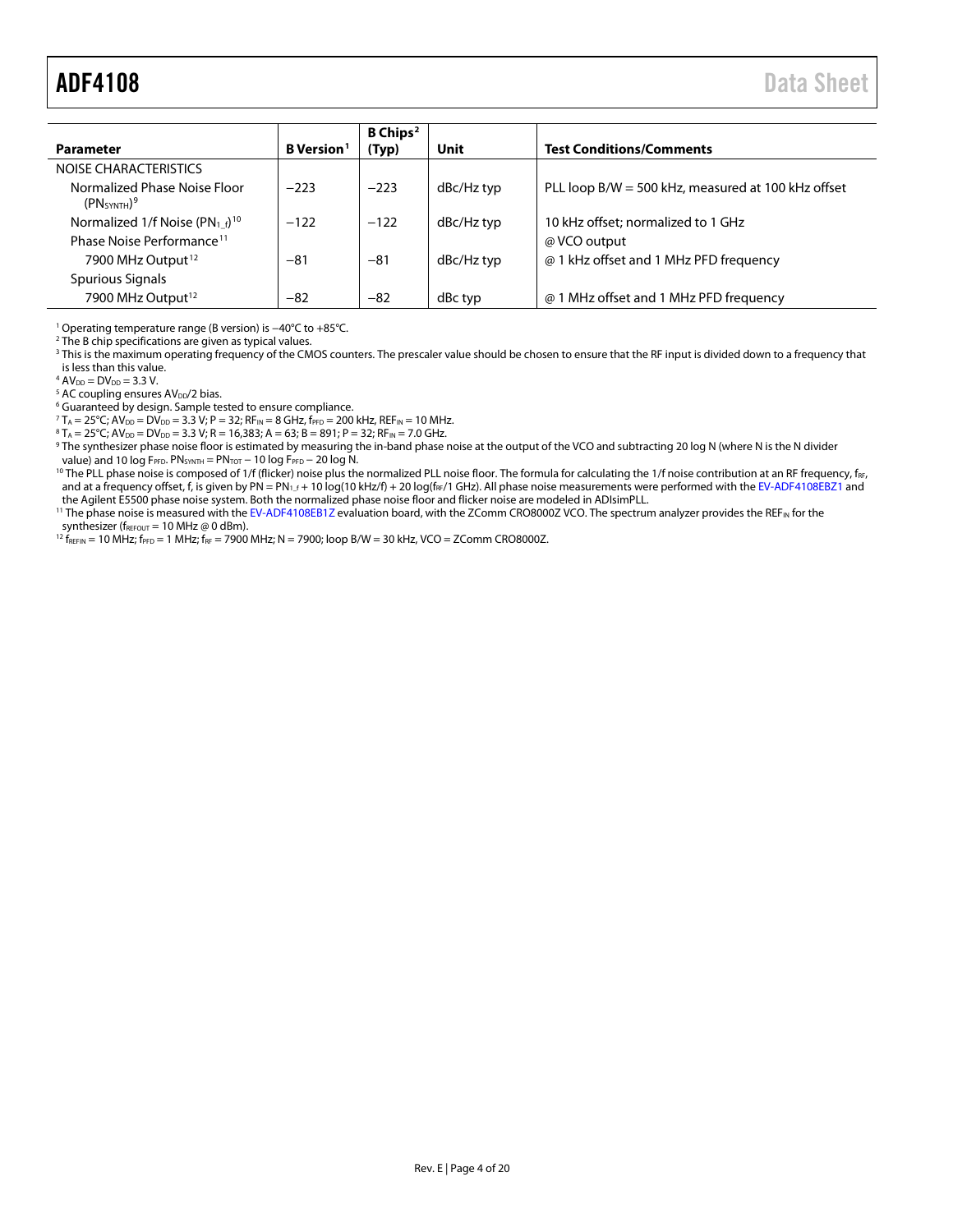| Parameter | B Version[1] | B Chips[2] (Typ) | Unit | Test Conditions/Comments |
|---|---|---|---|---|
| NOISE CHARACTERISTICS | | | | |
| Normalized Phase Noise Floor ($PN_{SYNTH}$)[9] | −223 | −223 | dBc/Hz typ | PLL loop B/W = 500 kHz, measured at 100 kHz offset |
| Normalized 1/f Noise ($PN_{1\_f}$)[10] | −122 | −122 | dBc/Hz typ | 10 kHz offset; normalized to 1 GHz |
| Phase Noise Performance[11] | | | | @ VCO output |
| 7900 MHz Output[12] | −81 | −81 | dBc/Hz typ | @ 1 kHz offset and 1 MHz PFD frequency |
| Spurious Signals | | | | |
| 7900 MHz Output[12] | −82 | −82 | dBc typ | @ 1 MHz offset and 1 MHz PFD frequency |

[1] Operating temperature range (B version) is −40°C to +85°C.
[2] The B chip specifications are given as typical values.
[3] This is the maximum operating frequency of the CMOS counters. The prescaler value should be chosen to ensure that the RF input is divided down to a frequency that is less than this value.
[4] $AV_{DD} = DV_{DD} = 3.3$ V.
[5] AC coupling ensures $AV_{DD}/2$ bias.
[6] Guaranteed by design. Sample tested to ensure compliance.
[7] $T_A = 25°C$; $AV_{DD} = DV_{DD} = 3.3$ V; P = 32; $RF_{IN}$ = 8 GHz, $f_{PFD}$ = 200 kHz, $REF_{IN}$ = 10 MHz.
[8] $T_A = 25°C$; $AV_{DD} = DV_{DD} = 3.3$ V; R = 16,383; A = 63; B = 891; P = 32; $RF_{IN}$ = 7.0 GHz.
[9] The synthesizer phase noise floor is estimated by measuring the in-band phase noise at the output of the VCO and subtracting 20 log N (where N is the N divider value) and 10 log $F_{PFD}$. $PN_{SYNTH} = PN_{TOT} - 10 \log F_{PFD} - 20 \log N$.
[10] The PLL phase noise is composed of 1/f (flicker) noise plus the normalized PLL noise floor. The formula for calculating the 1/f noise contribution at an RF frequency, $f_{RF}$, and at a frequency offset, f, is given by $PN = PN_{1\_f} + 10 \log(10 \text{ kHz}/f) + 20 \log(f_{RF}/1 \text{ GHz})$. All phase noise measurements were performed with the EV-ADF4108EBZ1 and the Agilent E5500 phase noise system. Both the normalized phase noise floor and flicker noise are modeled in ADIsimPLL.
[11] The phase noise is measured with the EV-ADF4108EB1Z evaluation board, with the ZComm CRO8000Z VCO. The spectrum analyzer provides the $REF_{IN}$ for the synthesizer ($f_{REFOUT}$ = 10 MHz @ 0 dBm).
[12] $f_{REFIN}$ = 10 MHz; $f_{PFD}$ = 1 MHz; $f_{RF}$ = 7900 MHz; N = 7900; loop B/W = 30 kHz, VCO = ZComm CRO8000Z.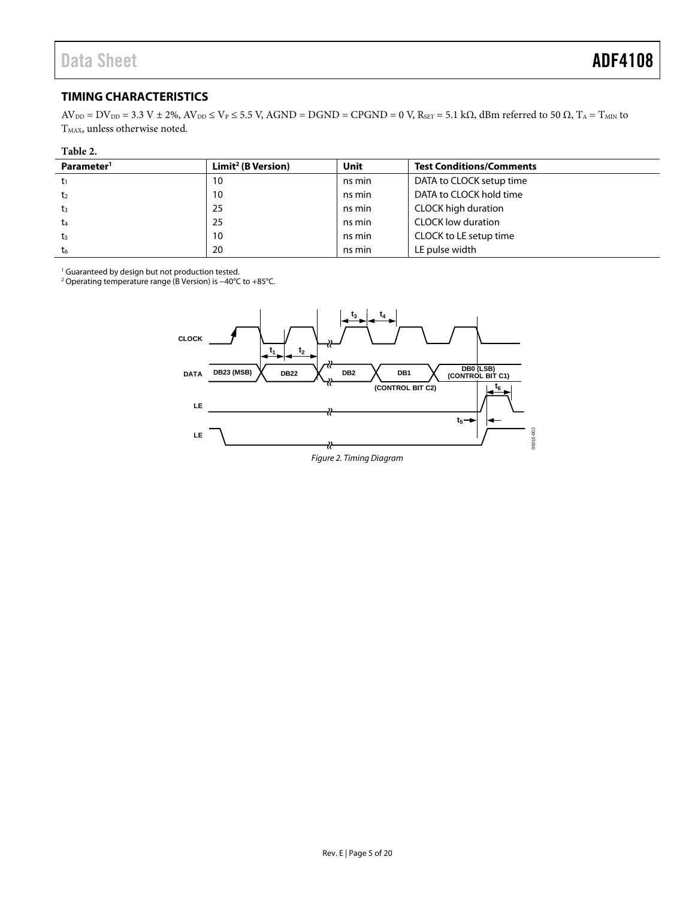## TIMING CHARACTERISTICS

$AV_{DD} = DV_{DD} = 3.3\ V \pm 2\%$, $AV_{DD} \leq V_P \leq 5.5\ V$, AGND = DGND = CPGND = 0 V, $R_{SET} = 5.1\ k\Omega$, dBm referred to 50 Ω, $T_A = T_{MIN}$ to $T_{MAX}$, unless otherwise noted.

**Table 2.**

| Parameter[1] | Limit[2] (B Version) | Unit | Test Conditions/Comments |
|---|---|---|---|
| $t_1$ | 10 | ns min | DATA to CLOCK setup time |
| $t_2$ | 10 | ns min | DATA to CLOCK hold time |
| $t_3$ | 25 | ns min | CLOCK high duration |
| $t_4$ | 25 | ns min | CLOCK low duration |
| $t_5$ | 10 | ns min | CLOCK to LE setup time |
| $t_6$ | 20 | ns min | LE pulse width |

[1] Guaranteed by design but not production tested.
[2] Operating temperature range (B Version) is −40°C to +85°C.

*Figure 2. Timing Diagram*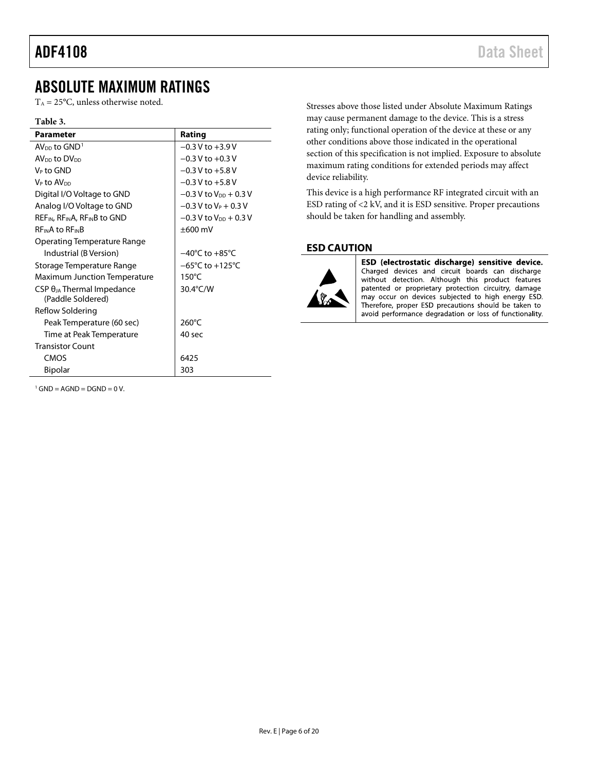# ABSOLUTE MAXIMUM RATINGS

$T_A$ = 25°C, unless otherwise noted.

**Table 3.**

| Parameter | Rating |
|---|---|
| $AV_{DD}$ to GND[1] | −0.3 V to +3.9 V |
| $AV_{DD}$ to $DV_{DD}$ | −0.3 V to +0.3 V |
| $V_P$ to GND | −0.3 V to +5.8 V |
| $V_P$ to $AV_{DD}$ | −0.3 V to +5.8 V |
| Digital I/O Voltage to GND | −0.3 V to $V_{DD}$ + 0.3 V |
| Analog I/O Voltage to GND | −0.3 V to $V_P$ + 0.3 V |
| $REF_{IN}$, $RF_{IN}A$, $RF_{IN}B$ to GND | −0.3 V to $V_{DD}$ + 0.3 V |
| $RF_{IN}A$ to $RF_{IN}B$ | ±600 mV |
| Operating Temperature Range | |
| Industrial (B Version) | −40°C to +85°C |
| Storage Temperature Range | −65°C to +125°C |
| Maximum Junction Temperature | 150°C |
| CSP $\theta_{JA}$ Thermal Impedance (Paddle Soldered) | 30.4°C/W |
| Reflow Soldering | |
| Peak Temperature (60 sec) | 260°C |
| Time at Peak Temperature | 40 sec |
| Transistor Count | |
| CMOS | 6425 |
| Bipolar | 303 |

[1] GND = AGND = DGND = 0 V.

Stresses above those listed under Absolute Maximum Ratings may cause permanent damage to the device. This is a stress rating only; functional operation of the device at these or any other conditions above those indicated in the operational section of this specification is not implied. Exposure to absolute maximum rating conditions for extended periods may affect device reliability.

This device is a high performance RF integrated circuit with an ESD rating of <2 kV, and it is ESD sensitive. Proper precautions should be taken for handling and assembly.

## ESD CAUTION

**ESD (electrostatic discharge) sensitive device.** Charged devices and circuit boards can discharge without detection. Although this product features patented or proprietary protection circuitry, damage may occur on devices subjected to high energy ESD. Therefore, proper ESD precautions should be taken to avoid performance degradation or loss of functionality.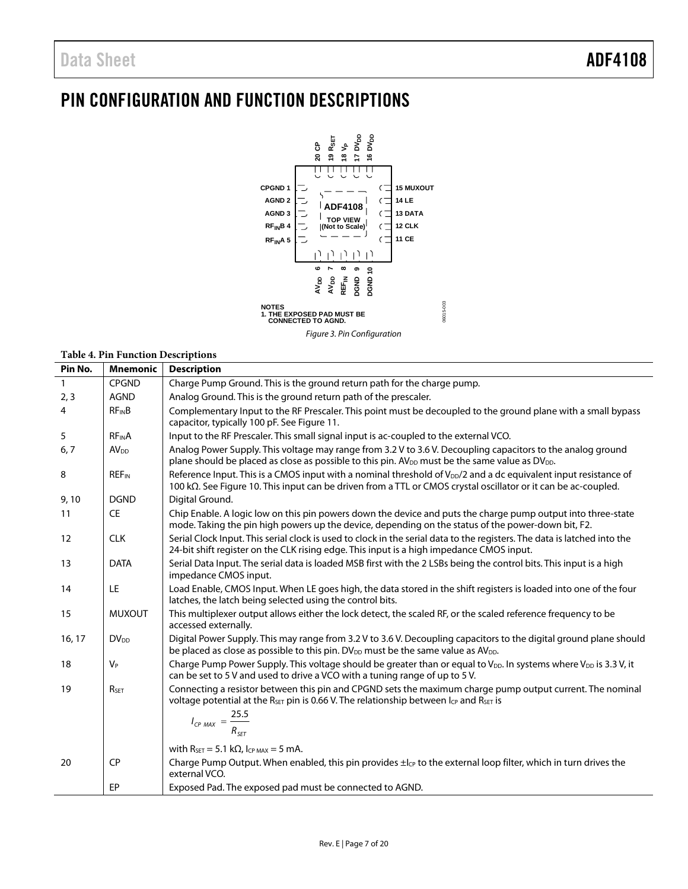# PIN CONFIGURATION AND FUNCTION DESCRIPTIONS

NOTES
1. THE EXPOSED PAD MUST BE CONNECTED TO AGND.

*Figure 3. Pin Configuration*

**Table 4. Pin Function Descriptions**

| Pin No. | Mnemonic | Description |
|---|---|---|
| 1 | CPGND | Charge Pump Ground. This is the ground return path for the charge pump. |
| 2, 3 | AGND | Analog Ground. This is the ground return path of the prescaler. |
| 4 | $RF_{IN}B$ | Complementary Input to the RF Prescaler. This point must be decoupled to the ground plane with a small bypass capacitor, typically 100 pF. See Figure 11. |
| 5 | $RF_{IN}A$ | Input to the RF Prescaler. This small signal input is ac-coupled to the external VCO. |
| 6, 7 | $AV_{DD}$ | Analog Power Supply. This voltage may range from 3.2 V to 3.6 V. Decoupling capacitors to the analog ground plane should be placed as close as possible to this pin. $AV_{DD}$ must be the same value as $DV_{DD}$. |
| 8 | $REF_{IN}$ | Reference Input. This is a CMOS input with a nominal threshold of $V_{DD}/2$ and a dc equivalent input resistance of 100 kΩ. See Figure 10. This input can be driven from a TTL or CMOS crystal oscillator or it can be ac-coupled. |
| 9, 10 | DGND | Digital Ground. |
| 11 | CE | Chip Enable. A logic low on this pin powers down the device and puts the charge pump output into three-state mode. Taking the pin high powers up the device, depending on the status of the power-down bit, F2. |
| 12 | CLK | Serial Clock Input. This serial clock is used to clock in the serial data to the registers. The data is latched into the 24-bit shift register on the CLK rising edge. This input is a high impedance CMOS input. |
| 13 | DATA | Serial Data Input. The serial data is loaded MSB first with the 2 LSBs being the control bits. This input is a high impedance CMOS input. |
| 14 | LE | Load Enable, CMOS Input. When LE goes high, the data stored in the shift registers is loaded into one of the four latches, the latch being selected using the control bits. |
| 15 | MUXOUT | This multiplexer output allows either the lock detect, the scaled RF, or the scaled reference frequency to be accessed externally. |
| 16, 17 | $DV_{DD}$ | Digital Power Supply. This may range from 3.2 V to 3.6 V. Decoupling capacitors to the digital ground plane should be placed as close as possible to this pin. $DV_{DD}$ must be the same value as $AV_{DD}$. |
| 18 | $V_P$ | Charge Pump Power Supply. This voltage should be greater than or equal to $V_{DD}$. In systems where $V_{DD}$ is 3.3 V, it can be set to 5 V and used to drive a VCO with a tuning range of up to 5 V. |
| 19 | $R_{SET}$ | Connecting a resistor between this pin and CPGND sets the maximum charge pump output current. The nominal voltage potential at the $R_{SET}$ pin is 0.66 V. The relationship between $I_{CP}$ and $R_{SET}$ is $I_{CP\ MAX} = \frac{25.5}{R_{SET}}$ with $R_{SET}$ = 5.1 kΩ, $I_{CP\ MAX}$ = 5 mA. |
| 20 | CP | Charge Pump Output. When enabled, this pin provides $\pm I_{CP}$ to the external loop filter, which in turn drives the external VCO. |
| | EP | Exposed Pad. The exposed pad must be connected to AGND. |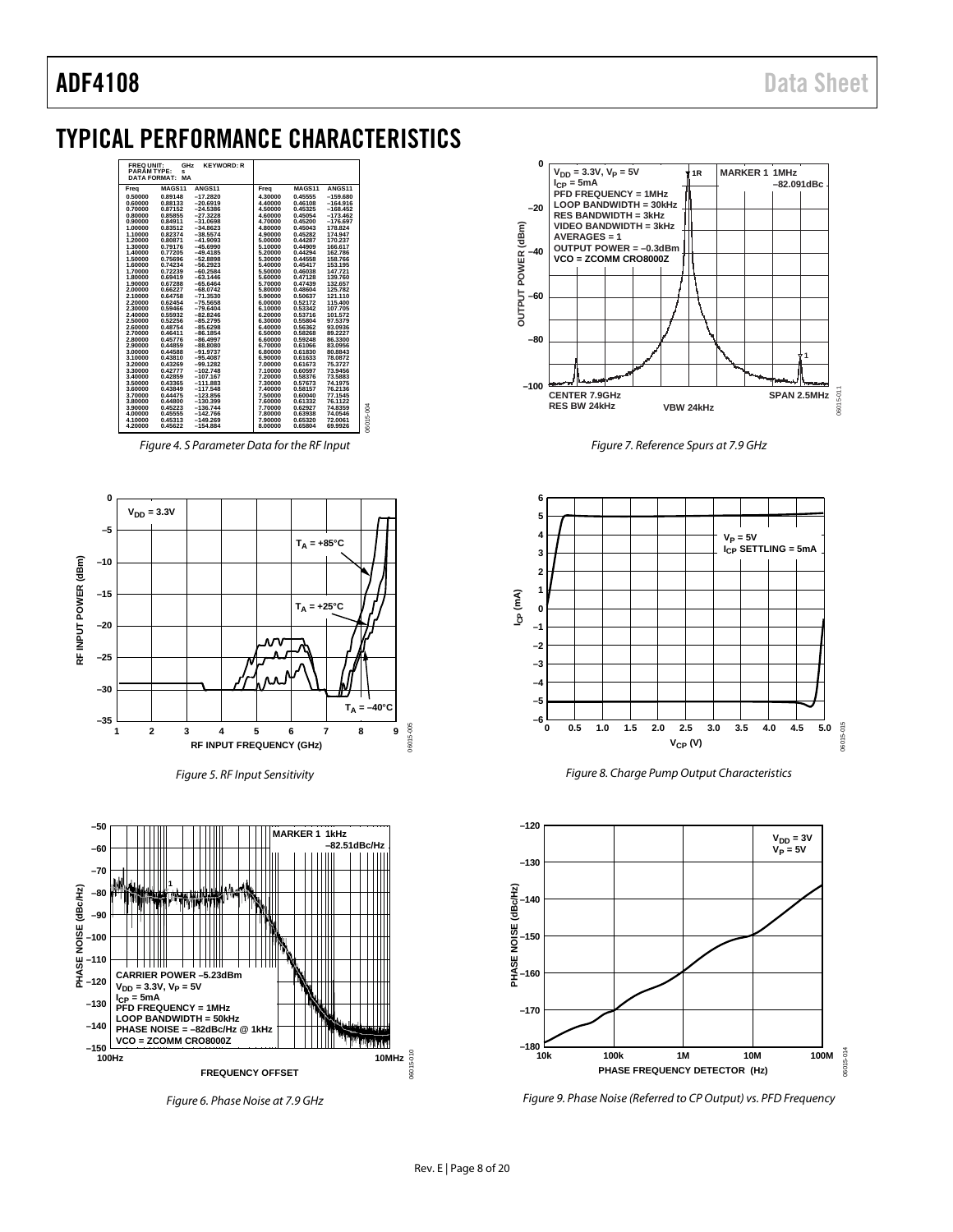## TYPICAL PERFORMANCE CHARACTERISTICS

FREQ UNIT: GHz KEYWORD: R
PARAM TYPE: s
DATA FORMAT: MA

| Freq | MAGS11 | ANGS11 | Freq | MAGS11 | ANGS11 |
|---|---|---|---|---|---|
| 0.50000 | 0.89148 | –17.2820 | 4.30000 | 0.45555 | –159.680 |
| 0.60000 | 0.88133 | –20.6919 | 4.40000 | 0.46108 | –164.916 |
| 0.70000 | 0.87152 | –24.5386 | 4.50000 | 0.45325 | –168.452 |
| 0.80000 | 0.85855 | –27.3228 | 4.60000 | 0.45054 | –173.462 |
| 0.90000 | 0.84911 | –31.0698 | 4.70000 | 0.45200 | –176.697 |
| 1.00000 | 0.83512 | –34.8623 | 4.80000 | 0.45043 | 178.824 |
| 1.10000 | 0.82374 | –38.5574 | 4.90000 | 0.45282 | 174.947 |
| 1.20000 | 0.80871 | –41.9093 | 5.00000 | 0.44287 | 170.237 |
| 1.30000 | 0.79176 | –45.6990 | 5.10000 | 0.44909 | 166.617 |
| 1.40000 | 0.77205 | –49.4185 | 5.20000 | 0.44294 | 162.786 |
| 1.50000 | 0.75696 | –52.8898 | 5.30000 | 0.44558 | 158.766 |
| 1.60000 | 0.74234 | –56.2923 | 5.40000 | 0.45417 | 153.195 |
| 1.70000 | 0.72239 | –60.2584 | 5.50000 | 0.46038 | 147.721 |
| 1.80000 | 0.69419 | –63.1446 | 5.60000 | 0.47128 | 139.760 |
| 1.90000 | 0.67288 | –65.6464 | 5.70000 | 0.47439 | 132.657 |
| 2.00000 | 0.66227 | –68.0742 | 5.80000 | 0.48604 | 125.782 |
| 2.10000 | 0.64758 | –71.3530 | 5.90000 | 0.50637 | 121.110 |
| 2.20000 | 0.62454 | –75.5658 | 6.00000 | 0.52172 | 115.400 |
| 2.30000 | 0.59466 | –79.6404 | 6.10000 | 0.53342 | 107.705 |
| 2.40000 | 0.55932 | –82.8246 | 6.20000 | 0.53716 | 101.572 |
| 2.50000 | 0.52256 | –85.2795 | 6.30000 | 0.55804 | 97.5379 |
| 2.60000 | 0.48754 | –85.6298 | 6.40000 | 0.56362 | 93.0936 |
| 2.70000 | 0.46411 | –86.1854 | 6.50000 | 0.58268 | 89.2227 |
| 2.80000 | 0.45776 | –86.4997 | 6.60000 | 0.59248 | 86.3300 |
| 2.90000 | 0.44859 | –88.8080 | 6.70000 | 0.61066 | 83.0956 |
| 3.00000 | 0.44588 | –91.9737 | 6.80000 | 0.61830 | 80.8843 |
| 3.10000 | 0.43810 | –95.4087 | 6.90000 | 0.61633 | 78.0872 |
| 3.20000 | 0.43269 | –99.1282 | 7.00000 | 0.61673 | 75.3727 |
| 3.30000 | 0.42777 | –102.748 | 7.10000 | 0.60597 | 73.9456 |
| 3.40000 | 0.42859 | –107.167 | 7.20000 | 0.58376 | 73.5883 |
| 3.50000 | 0.43365 | –111.883 | 7.30000 | 0.57673 | 74.1975 |
| 3.60000 | 0.43849 | –117.548 | 7.40000 | 0.58157 | 76.2136 |
| 3.70000 | 0.44475 | –123.856 | 7.50000 | 0.60040 | 77.1545 |
| 3.80000 | 0.44800 | –130.399 | 7.60000 | 0.61332 | 76.1122 |
| 3.90000 | 0.45223 | –136.744 | 7.70000 | 0.62927 | 74.8359 |
| 4.00000 | 0.45555 | –142.766 | 7.80000 | 0.63938 | 74.0546 |
| 4.10000 | 0.45313 | –149.269 | 7.90000 | 0.65320 | 72.0061 |
| 4.20000 | 0.45622 | –154.884 | 8.00000 | 0.65804 | 69.9926 |

*Figure 4. S Parameter Data for the RF Input*

*Figure 5. RF Input Sensitivity*

*Figure 6. Phase Noise at 7.9 GHz*

*Figure 7. Reference Spurs at 7.9 GHz*

*Figure 8. Charge Pump Output Characteristics*

*Figure 9. Phase Noise (Referred to CP Output) vs. PFD Frequency*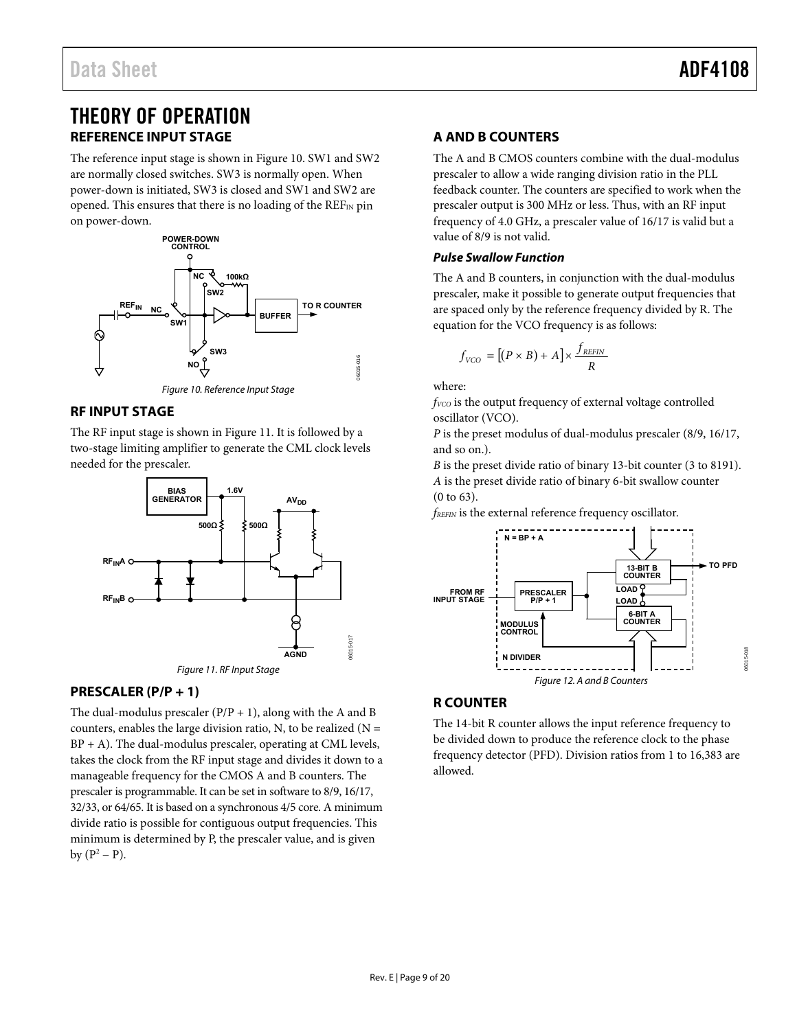# THEORY OF OPERATION

## REFERENCE INPUT STAGE

The reference input stage is shown in Figure 10. SW1 and SW2 are normally closed switches. SW3 is normally open. When power-down is initiated, SW3 is closed and SW1 and SW2 are opened. This ensures that there is no loading of the $REF_{IN}$ pin on power-down.

Figure 10. Reference Input Stage

## RF INPUT STAGE

The RF input stage is shown in Figure 11. It is followed by a two-stage limiting amplifier to generate the CML clock levels needed for the prescaler.

Figure 11. RF Input Stage

## PRESCALER (P/P + 1)

The dual-modulus prescaler (P/P + 1), along with the A and B counters, enables the large division ratio, N, to be realized (N = BP + A). The dual-modulus prescaler, operating at CML levels, takes the clock from the RF input stage and divides it down to a manageable frequency for the CMOS A and B counters. The prescaler is programmable. It can be set in software to 8/9, 16/17, 32/33, or 64/65. It is based on a synchronous 4/5 core. A minimum divide ratio is possible for contiguous output frequencies. This minimum is determined by P, the prescaler value, and is given by ($P^2 - P$).

## A AND B COUNTERS

The A and B CMOS counters combine with the dual-modulus prescaler to allow a wide ranging division ratio in the PLL feedback counter. The counters are specified to work when the prescaler output is 300 MHz or less. Thus, with an RF input frequency of 4.0 GHz, a prescaler value of 16/17 is valid but a value of 8/9 is not valid.

### *Pulse Swallow Function*

The A and B counters, in conjunction with the dual-modulus prescaler, make it possible to generate output frequencies that are spaced only by the reference frequency divided by R. The equation for the VCO frequency is as follows:

$$f_{VCO} = [(P \times B) + A] \times \frac{f_{REFIN}}{R}$$

where:

$f_{VCO}$ is the output frequency of external voltage controlled oscillator (VCO).

$P$ is the preset modulus of dual-modulus prescaler (8/9, 16/17, and so on.).

$B$ is the preset divide ratio of binary 13-bit counter (3 to 8191).

$A$ is the preset divide ratio of binary 6-bit swallow counter (0 to 63).

$f_{REFIN}$ is the external reference frequency oscillator.

Figure 12. A and B Counters

## R COUNTER

The 14-bit R counter allows the input reference frequency to be divided down to produce the reference clock to the phase frequency detector (PFD). Division ratios from 1 to 16,383 are allowed.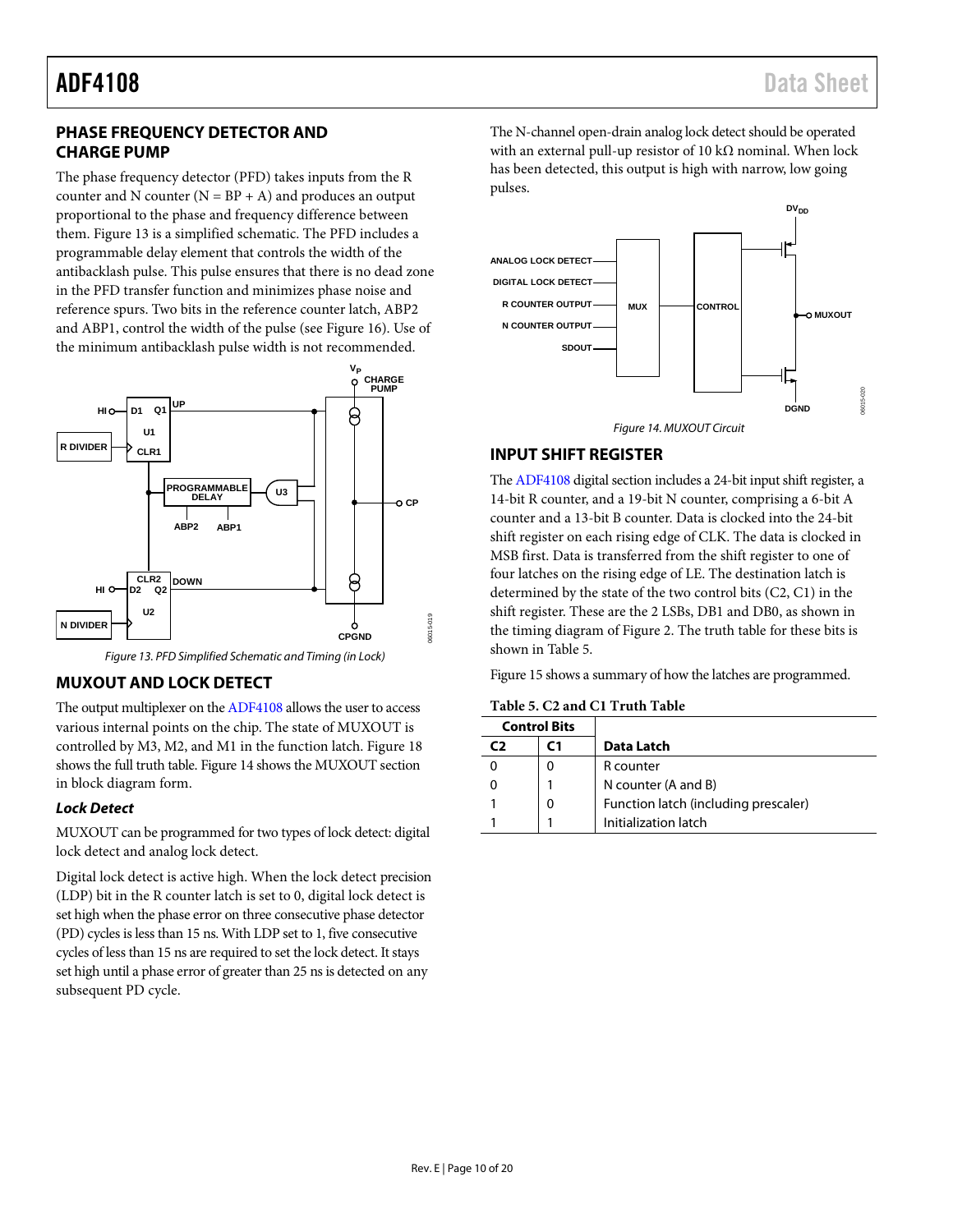## PHASE FREQUENCY DETECTOR AND CHARGE PUMP

The phase frequency detector (PFD) takes inputs from the R counter and N counter (N = BP + A) and produces an output proportional to the phase and frequency difference between them. Figure 13 is a simplified schematic. The PFD includes a programmable delay element that controls the width of the antibacklash pulse. This pulse ensures that there is no dead zone in the PFD transfer function and minimizes phase noise and reference spurs. Two bits in the reference counter latch, ABP2 and ABP1, control the width of the pulse (see Figure 16). Use of the minimum antibacklash pulse width is not recommended.

Figure 13. PFD Simplified Schematic and Timing (in Lock)

## MUXOUT AND LOCK DETECT

The output multiplexer on the ADF4108 allows the user to access various internal points on the chip. The state of MUXOUT is controlled by M3, M2, and M1 in the function latch. Figure 18 shows the full truth table. Figure 14 shows the MUXOUT section in block diagram form.

### *Lock Detect*

MUXOUT can be programmed for two types of lock detect: digital lock detect and analog lock detect.

Digital lock detect is active high. When the lock detect precision (LDP) bit in the R counter latch is set to 0, digital lock detect is set high when the phase error on three consecutive phase detector (PD) cycles is less than 15 ns. With LDP set to 1, five consecutive cycles of less than 15 ns are required to set the lock detect. It stays set high until a phase error of greater than 25 ns is detected on any subsequent PD cycle.

The N-channel open-drain analog lock detect should be operated with an external pull-up resistor of 10 kΩ nominal. When lock has been detected, this output is high with narrow, low going pulses.

Figure 14. MUXOUT Circuit

## INPUT SHIFT REGISTER

The ADF4108 digital section includes a 24-bit input shift register, a 14-bit R counter, and a 19-bit N counter, comprising a 6-bit A counter and a 13-bit B counter. Data is clocked into the 24-bit shift register on each rising edge of CLK. The data is clocked in MSB first. Data is transferred from the shift register to one of four latches on the rising edge of LE. The destination latch is determined by the state of the two control bits (C2, C1) in the shift register. These are the 2 LSBs, DB1 and DB0, as shown in the timing diagram of Figure 2. The truth table for these bits is shown in Table 5.

Figure 15 shows a summary of how the latches are programmed.

**Table 5. C2 and C1 Truth Table**

| Control Bits | | |
|---|---|---|
| **C2** | **C1** | **Data Latch** |
| 0 | 0 | R counter |
| 0 | 1 | N counter (A and B) |
| 1 | 0 | Function latch (including prescaler) |
| 1 | 1 | Initialization latch |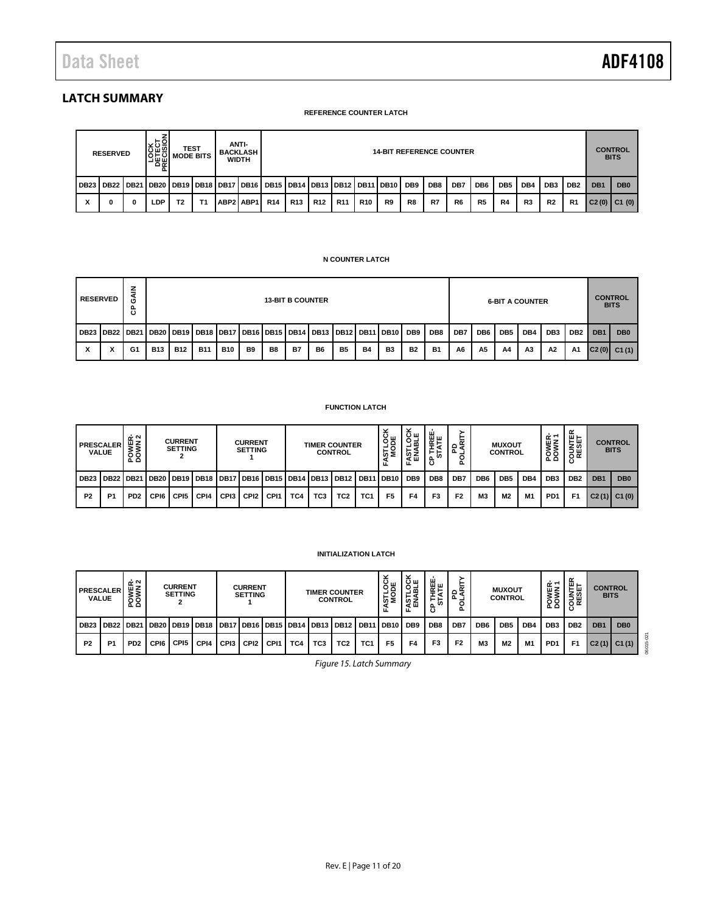## LATCH SUMMARY

**REFERENCE COUNTER LATCH**

| RESERVED | | | LOCK DETECT PRECISION | TEST MODE BITS | | ANTI-BACKLASH WIDTH | | 14-BIT REFERENCE COUNTER | | | | | | | | | | | | | | CONTROL BITS | |
|---|---|---|---|---|---|---|---|---|---|---|---|---|---|---|---|---|---|---|---|---|---|---|---|
| DB23 | DB22 | DB21 | DB20 | DB19 | DB18 | DB17 | DB16 | DB15 | DB14 | DB13 | DB12 | DB11 | DB10 | DB9 | DB8 | DB7 | DB6 | DB5 | DB4 | DB3 | DB2 | DB1 | DB0 |
| X | 0 | 0 | LDP | T2 | T1 | ABP2 | ABP1 | R14 | R13 | R12 | R11 | R10 | R9 | R8 | R7 | R6 | R5 | R4 | R3 | R2 | R1 | C2 (0) | C1 (0) |

**N COUNTER LATCH**

| RESERVED | | CP GAIN | 13-BIT B COUNTER | | | | | | | | | | | | | 6-BIT A COUNTER | | | | | | CONTROL BITS | |
|---|---|---|---|---|---|---|---|---|---|---|---|---|---|---|---|---|---|---|---|---|---|---|---|
| DB23 | DB22 | DB21 | DB20 | DB19 | DB18 | DB17 | DB16 | DB15 | DB14 | DB13 | DB12 | DB11 | DB10 | DB9 | DB8 | DB7 | DB6 | DB5 | DB4 | DB3 | DB2 | DB1 | DB0 |
| X | X | G1 | B13 | B12 | B11 | B10 | B9 | B8 | B7 | B6 | B5 | B4 | B3 | B2 | B1 | A6 | A5 | A4 | A3 | A2 | A1 | C2 (0) | C1 (1) |

**FUNCTION LATCH**

| PRESCALER VALUE | | POWER-DOWN 2 | CURRENT SETTING 2 | | | CURRENT SETTING 1 | | | TIMER COUNTER CONTROL | | | | FASTLOCK MODE | FASTLOCK ENABLE | CP THREE-STATE | PD POLARITY | MUXOUT CONTROL | | | POWER-DOWN 1 | COUNTER RESET | CONTROL BITS | |
|---|---|---|---|---|---|---|---|---|---|---|---|---|---|---|---|---|---|---|---|---|---|---|---|
| DB23 | DB22 | DB21 | DB20 | DB19 | DB18 | DB17 | DB16 | DB15 | DB14 | DB13 | DB12 | DB11 | DB10 | DB9 | DB8 | DB7 | DB6 | DB5 | DB4 | DB3 | DB2 | DB1 | DB0 |
| P2 | P1 | PD2 | CPI6 | CPI5 | CPI4 | CPI3 | CPI2 | CPI1 | TC4 | TC3 | TC2 | TC1 | F5 | F4 | F3 | F2 | M3 | M2 | M1 | PD1 | F1 | C2 (1) | C1 (0) |

**INITIALIZATION LATCH**

| PRESCALER VALUE | | POWER-DOWN 2 | CURRENT SETTING 2 | | | CURRENT SETTING 1 | | | TIMER COUNTER CONTROL | | | | FASTLOCK MODE | FASTLOCK ENABLE | CP THREE-STATE | PD POLARITY | MUXOUT CONTROL | | | POWER-DOWN 1 | COUNTER RESET | CONTROL BITS | |
|---|---|---|---|---|---|---|---|---|---|---|---|---|---|---|---|---|---|---|---|---|---|---|---|
| DB23 | DB22 | DB21 | DB20 | DB19 | DB18 | DB17 | DB16 | DB15 | DB14 | DB13 | DB12 | DB11 | DB10 | DB9 | DB8 | DB7 | DB6 | DB5 | DB4 | DB3 | DB2 | DB1 | DB0 |
| P2 | P1 | PD2 | CPI6 | CPI5 | CPI4 | CPI3 | CPI2 | CPI1 | TC4 | TC3 | TC2 | TC1 | F5 | F4 | F3 | F2 | M3 | M2 | M1 | PD1 | F1 | C2 (1) | C1 (1) |

*Figure 15. Latch Summary*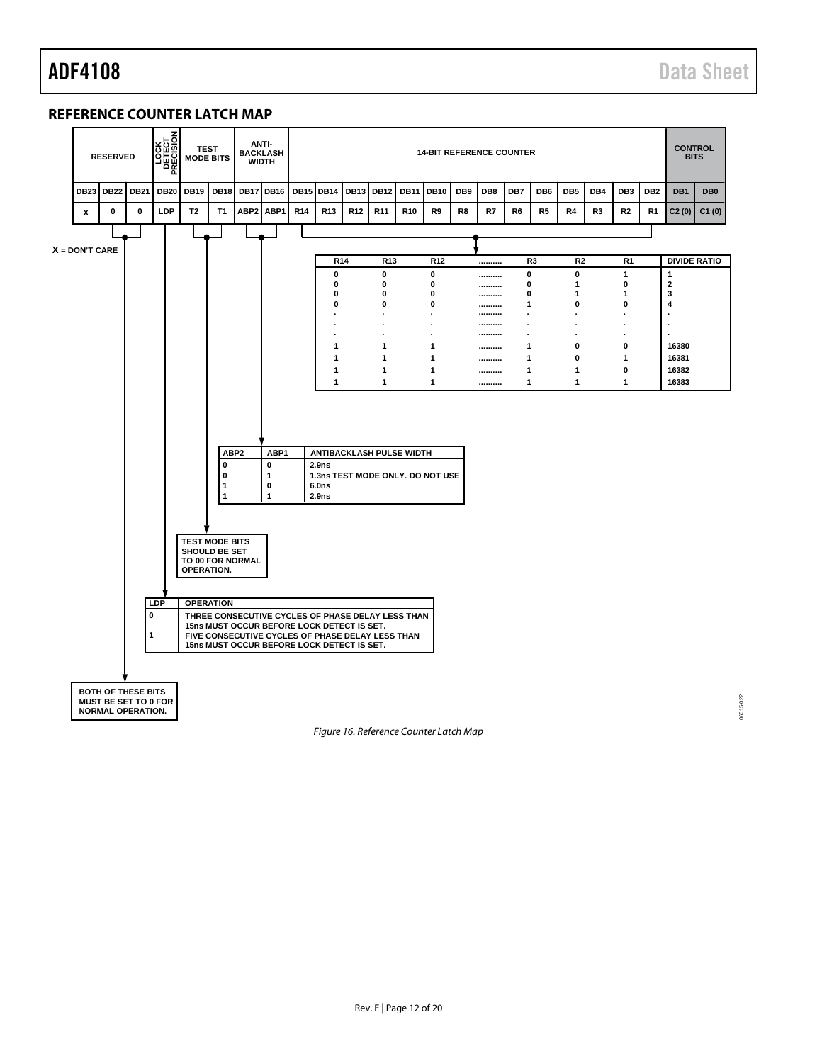## REFERENCE COUNTER LATCH MAP

| RESERVED | | | LOCK DETECT PRECISION | TEST MODE BITS | | ANTI-BACKLASH WIDTH | | 14-BIT REFERENCE COUNTER | | | | | | | | | | | | | | CONTROL BITS | |
|---|---|---|---|---|---|---|---|---|---|---|---|---|---|---|---|---|---|---|---|---|---|---|---|
| DB23 | DB22 | DB21 | DB20 | DB19 | DB18 | DB17 | DB16 | DB15 | DB14 | DB13 | DB12 | DB11 | DB10 | DB9 | DB8 | DB7 | DB6 | DB5 | DB4 | DB3 | DB2 | DB1 | DB0 |
| X | 0 | 0 | LDP | T2 | T1 | ABP2 | ABP1 | R14 | R13 | R12 | R11 | R10 | R9 | R8 | R7 | R6 | R5 | R4 | R3 | R2 | R1 | C2 (0) | C1 (0) |

X = DON'T CARE

| R14 | R13 | R12 | .......... | R3 | R2 | R1 | DIVIDE RATIO |
|---|---|---|---|---|---|---|---|
| 0 | 0 | 0 | .......... | 0 | 0 | 1 | 1 |
| 0 | 0 | 0 | .......... | 0 | 1 | 0 | 2 |
| 0 | 0 | 0 | .......... | 0 | 1 | 1 | 3 |
| 0 | 0 | 0 | .......... | 1 | 0 | 0 | 4 |
| . | . | . | .......... | . | . | . | . |
| . | . | . | .......... | . | . | . | . |
| . | . | . | .......... | . | . | . | . |
| 1 | 1 | 1 | .......... | 1 | 0 | 0 | 16380 |
| 1 | 1 | 1 | .......... | 1 | 0 | 1 | 16381 |
| 1 | 1 | 1 | .......... | 1 | 1 | 0 | 16382 |
| 1 | 1 | 1 | .......... | 1 | 1 | 1 | 16383 |

| ABP2 | ABP1 | ANTIBACKLASH PULSE WIDTH |
|---|---|---|
| 0 | 0 | 2.9ns |
| 0 | 1 | 1.3ns TEST MODE ONLY. DO NOT USE |
| 1 | 0 | 6.0ns |
| 1 | 1 | 2.9ns |

TEST MODE BITS SHOULD BE SET TO 00 FOR NORMAL OPERATION.

| LDP | OPERATION |
|---|---|
| 0 | THREE CONSECUTIVE CYCLES OF PHASE DELAY LESS THAN 15ns MUST OCCUR BEFORE LOCK DETECT IS SET. |
| 1 | FIVE CONSECUTIVE CYCLES OF PHASE DELAY LESS THAN 15ns MUST OCCUR BEFORE LOCK DETECT IS SET. |

BOTH OF THESE BITS MUST BE SET TO 0 FOR NORMAL OPERATION.

*Figure 16. Reference Counter Latch Map*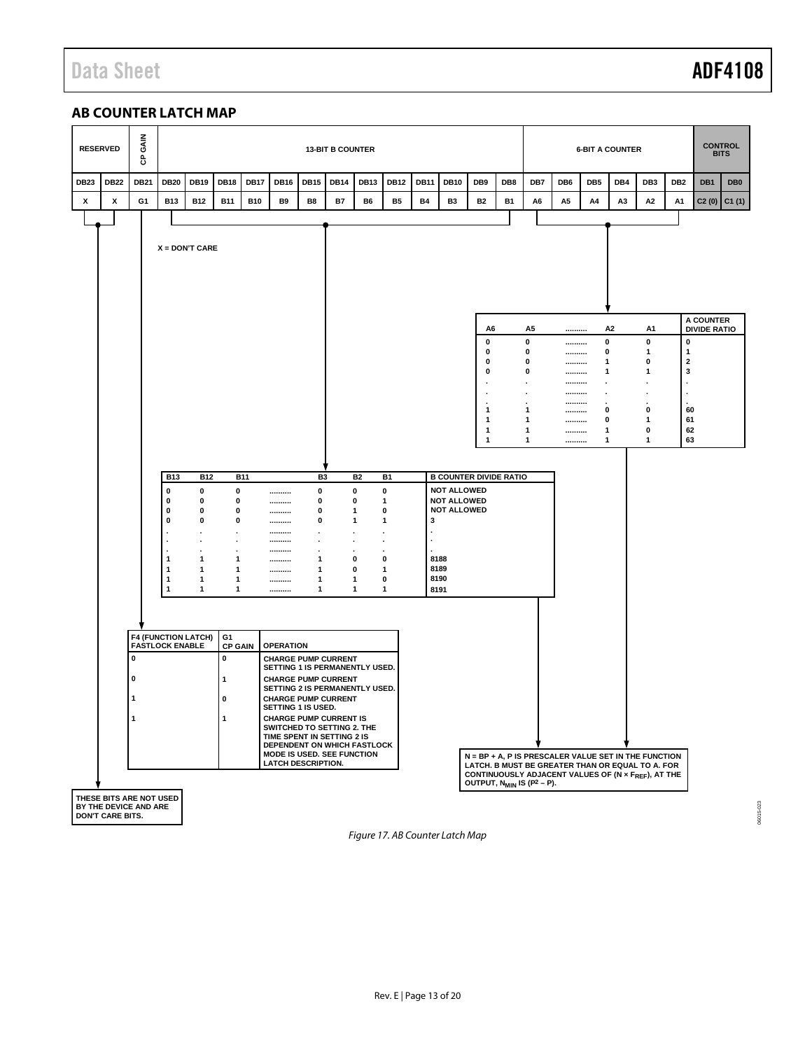## AB COUNTER LATCH MAP

| RESERVED | | CP GAIN | 13-BIT B COUNTER | | | | | | | | | | | | | 6-BIT A COUNTER | | | | | | CONTROL BITS | |
|---|---|---|---|---|---|---|---|---|---|---|---|---|---|---|---|---|---|---|---|---|---|---|---|
| DB23 | DB22 | DB21 | DB20 | DB19 | DB18 | DB17 | DB16 | DB15 | DB14 | DB13 | DB12 | DB11 | DB10 | DB9 | DB8 | DB7 | DB6 | DB5 | DB4 | DB3 | DB2 | DB1 | DB0 |
| X | X | G1 | B13 | B12 | B11 | B10 | B9 | B8 | B7 | B6 | B5 | B4 | B3 | B2 | B1 | A6 | A5 | A4 | A3 | A2 | A1 | C2 (0) | C1 (1) |

X = DON'T CARE

| A6 | A5 | .......... | A2 | A1 | A COUNTER DIVIDE RATIO |
|---|---|---|---|---|---|
| 0 | 0 | .......... | 0 | 0 | 0 |
| 0 | 0 | .......... | 0 | 1 | 1 |
| 0 | 0 | .......... | 1 | 0 | 2 |
| 0 | 0 | .......... | 1 | 1 | 3 |
| . | . | .......... | . | . | . |
| . | . | .......... | . | . | . |
| . | . | .......... | . | . | . |
| 1 | 1 | .......... | 0 | 0 | 60 |
| 1 | 1 | .......... | 0 | 1 | 61 |
| 1 | 1 | .......... | 1 | 0 | 62 |
| 1 | 1 | .......... | 1 | 1 | 63 |

| B13 | B12 | B11 | .......... | B3 | B2 | B1 | B COUNTER DIVIDE RATIO |
|---|---|---|---|---|---|---|---|
| 0 | 0 | 0 | .......... | 0 | 0 | 0 | NOT ALLOWED |
| 0 | 0 | 0 | .......... | 0 | 0 | 1 | NOT ALLOWED |
| 0 | 0 | 0 | .......... | 0 | 1 | 0 | NOT ALLOWED |
| 0 | 0 | 0 | .......... | 0 | 1 | 1 | 3 |
| . | . | . | .......... | . | . | . | . |
| . | . | . | .......... | . | . | . | . |
| . | . | . | .......... | . | . | . | . |
| 1 | 1 | 1 | .......... | 1 | 0 | 0 | 8188 |
| 1 | 1 | 1 | .......... | 1 | 0 | 1 | 8189 |
| 1 | 1 | 1 | .......... | 1 | 1 | 0 | 8190 |
| 1 | 1 | 1 | .......... | 1 | 1 | 1 | 8191 |

| F4 (FUNCTION LATCH) FASTLOCK ENABLE | G1 CP GAIN | OPERATION |
|---|---|---|
| 0 | 0 | CHARGE PUMP CURRENT SETTING 1 IS PERMANENTLY USED. |
| 0 | 1 | CHARGE PUMP CURRENT SETTING 2 IS PERMANENTLY USED. |
| 1 | 0 | CHARGE PUMP CURRENT SETTING 1 IS USED. |
| 1 | 1 | CHARGE PUMP CURRENT IS SWITCHED TO SETTING 2. THE TIME SPENT IN SETTING 2 IS DEPENDENT ON WHICH FASTLOCK MODE IS USED. SEE FUNCTION LATCH DESCRIPTION. |

N = BP + A, P IS PRESCALER VALUE SET IN THE FUNCTION LATCH. B MUST BE GREATER THAN OR EQUAL TO A. FOR CONTINUOUSLY ADJACENT VALUES OF ($N \times F_{REF}$), AT THE OUTPUT, $N_{MIN}$ IS ($P^2 - P$).

THESE BITS ARE NOT USED BY THE DEVICE AND ARE DON'T CARE BITS.

*Figure 17. AB Counter Latch Map*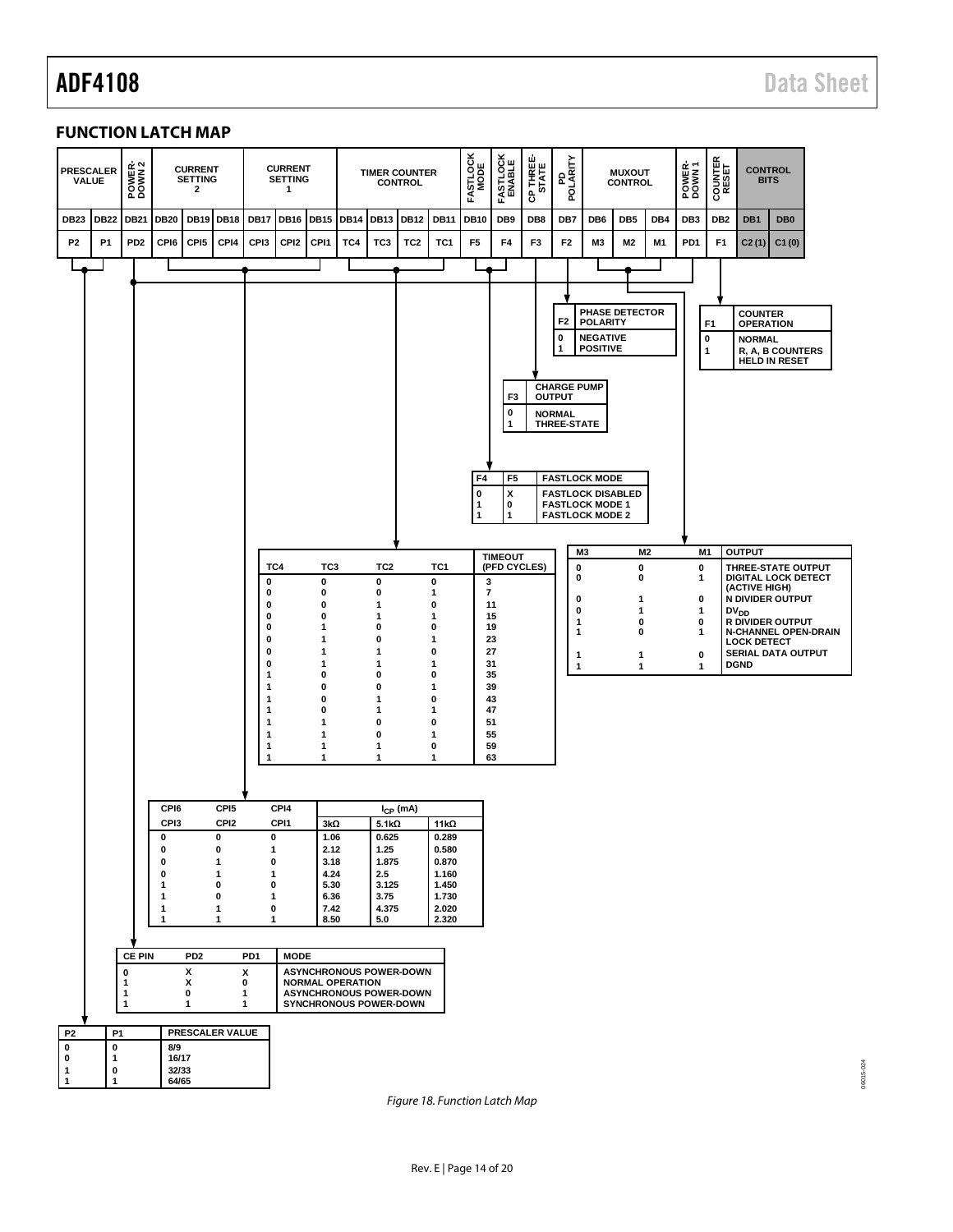## FUNCTION LATCH MAP

| PRESCALER VALUE | | POWER-DOWN 2 | CURRENT SETTING 2 | | | CURRENT SETTING 1 | | | TIMER COUNTER CONTROL | | | | FASTLOCK MODE | FASTLOCK ENABLE | CP THREE-STATE | PD POLARITY | MUXOUT CONTROL | | | POWER-DOWN 1 | COUNTER RESET | CONTROL BITS | |
|---|---|---|---|---|---|---|---|---|---|---|---|---|---|---|---|---|---|---|---|---|---|---|---|
| DB23 | DB22 | DB21 | DB20 | DB19 | DB18 | DB17 | DB16 | DB15 | DB14 | DB13 | DB12 | DB11 | DB10 | DB9 | DB8 | DB7 | DB6 | DB5 | DB4 | DB3 | DB2 | DB1 | DB0 |
| P2 | P1 | PD2 | CPI6 | CPI5 | CPI4 | CPI3 | CPI2 | CPI1 | TC4 | TC3 | TC2 | TC1 | F5 | F4 | F3 | F2 | M3 | M2 | M1 | PD1 | F1 | C2 (1) | C1 (0) |

| F2 | PHASE DETECTOR POLARITY |
|---|---|
| 0 | NEGATIVE |
| 1 | POSITIVE |

| F1 | COUNTER OPERATION |
|---|---|
| 0 | NORMAL |
| 1 | R, A, B COUNTERS HELD IN RESET |

| F3 | CHARGE PUMP OUTPUT |
|---|---|
| 0 | NORMAL |
| 1 | THREE-STATE |

| F4 | F5 | FASTLOCK MODE |
|---|---|---|
| 0 | X | FASTLOCK DISABLED |
| 1 | 0 | FASTLOCK MODE 1 |
| 1 | 1 | FASTLOCK MODE 2 |

| M3 | M2 | M1 | OUTPUT |
|---|---|---|---|
| 0 | 0 | 0 | THREE-STATE OUTPUT |
| 0 | 0 | 1 | DIGITAL LOCK DETECT (ACTIVE HIGH) |
| 0 | 1 | 0 | N DIVIDER OUTPUT |
| 0 | 1 | 1 | $DV_{DD}$ |
| 1 | 0 | 0 | R DIVIDER OUTPUT |
| 1 | 0 | 1 | N-CHANNEL OPEN-DRAIN LOCK DETECT |
| 1 | 1 | 0 | SERIAL DATA OUTPUT |
| 1 | 1 | 1 | DGND |

| TC4 | TC3 | TC2 | TC1 | TIMEOUT (PFD CYCLES) |
|---|---|---|---|---|
| 0 | 0 | 0 | 0 | 3 |
| 0 | 0 | 0 | 1 | 7 |
| 0 | 0 | 1 | 0 | 11 |
| 0 | 0 | 1 | 1 | 15 |
| 0 | 1 | 0 | 0 | 19 |
| 0 | 1 | 0 | 1 | 23 |
| 0 | 1 | 1 | 0 | 27 |
| 0 | 1 | 1 | 1 | 31 |
| 1 | 0 | 0 | 0 | 35 |
| 1 | 0 | 0 | 1 | 39 |
| 1 | 0 | 1 | 0 | 43 |
| 1 | 0 | 1 | 1 | 47 |
| 1 | 1 | 0 | 0 | 51 |
| 1 | 1 | 0 | 1 | 55 |
| 1 | 1 | 1 | 0 | 59 |
| 1 | 1 | 1 | 1 | 63 |

| CPI6 | CPI5 | CPI4 | $I_{CP}$ (mA) | | |
|---|---|---|---|---|---|
| CPI3 | CPI2 | CPI1 | 3kΩ | 5.1kΩ | 11kΩ |
| 0 | 0 | 0 | 1.06 | 0.625 | 0.289 |
| 0 | 0 | 1 | 2.12 | 1.25 | 0.580 |
| 0 | 1 | 0 | 3.18 | 1.875 | 0.870 |
| 0 | 1 | 1 | 4.24 | 2.5 | 1.160 |
| 1 | 0 | 0 | 5.30 | 3.125 | 1.450 |
| 1 | 0 | 1 | 6.36 | 3.75 | 1.730 |
| 1 | 1 | 0 | 7.42 | 4.375 | 2.020 |
| 1 | 1 | 1 | 8.50 | 5.0 | 2.320 |

| CE PIN | PD2 | PD1 | MODE |
|---|---|---|---|
| 0 | X | X | ASYNCHRONOUS POWER-DOWN |
| 1 | X | 0 | NORMAL OPERATION |
| 1 | 0 | 1 | ASYNCHRONOUS POWER-DOWN |
| 1 | 1 | 1 | SYNCHRONOUS POWER-DOWN |

| P2 | P1 | PRESCALER VALUE |
|---|---|---|
| 0 | 0 | 8/9 |
| 0 | 1 | 16/17 |
| 1 | 0 | 32/33 |
| 1 | 1 | 64/65 |

*Figure 18. Function Latch Map*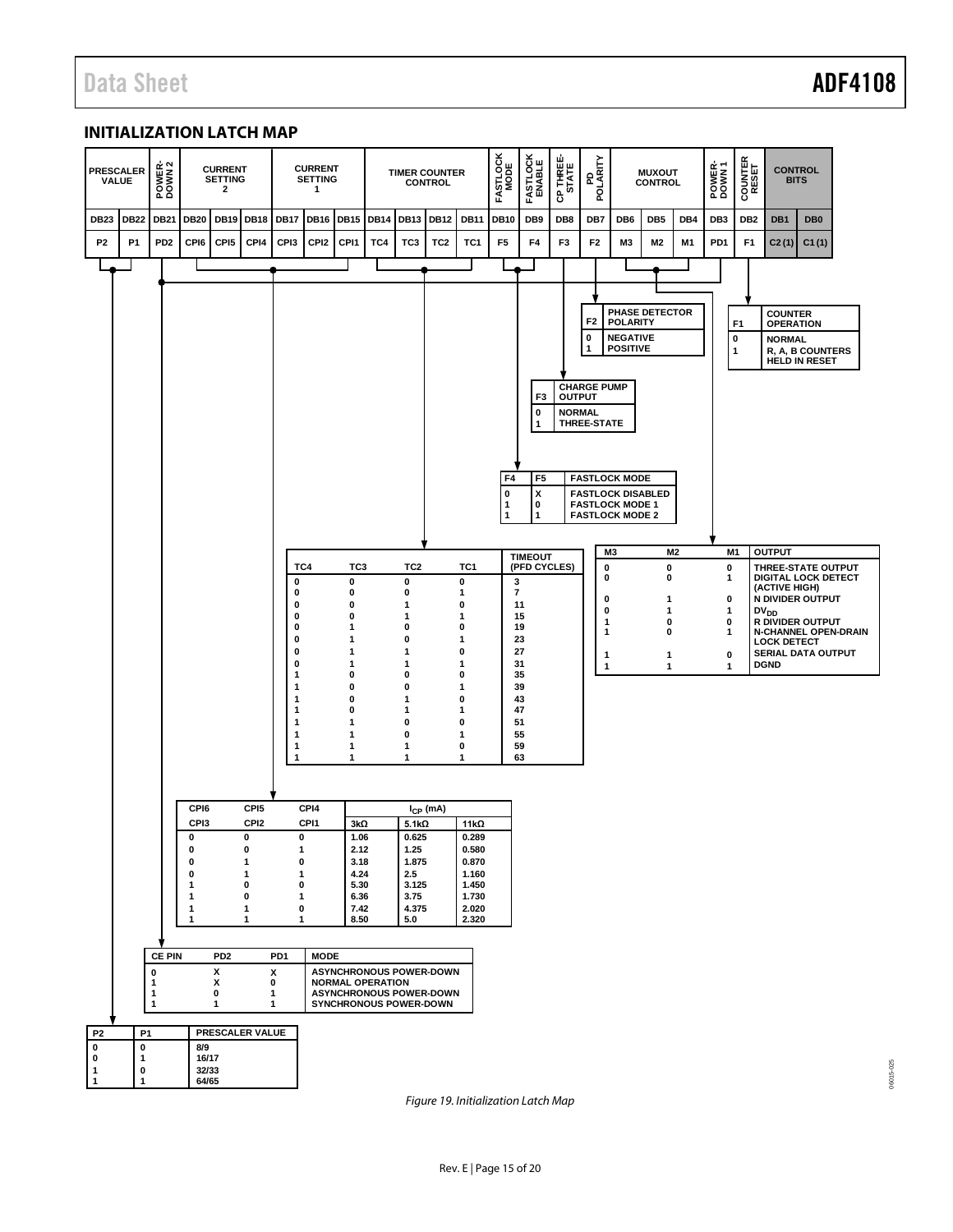## INITIALIZATION LATCH MAP

| PRESCALER VALUE | | POWER-DOWN 2 | CURRENT SETTING 2 | | | CURRENT SETTING 1 | | | TIMER COUNTER CONTROL | | | | FASTLOCK MODE | FASTLOCK ENABLE | CP THREE-STATE | PD POLARITY | MUXOUT CONTROL | | | POWER-DOWN 1 | COUNTER RESET | CONTROL BITS | |
|---|---|---|---|---|---|---|---|---|---|---|---|---|---|---|---|---|---|---|---|---|---|---|---|
| DB23 | DB22 | DB21 | DB20 | DB19 | DB18 | DB17 | DB16 | DB15 | DB14 | DB13 | DB12 | DB11 | DB10 | DB9 | DB8 | DB7 | DB6 | DB5 | DB4 | DB3 | DB2 | DB1 | DB0 |
| P2 | P1 | PD2 | CPI6 | CPI5 | CPI4 | CPI3 | CPI2 | CPI1 | TC4 | TC3 | TC2 | TC1 | F5 | F4 | F3 | F2 | M3 | M2 | M1 | PD1 | F1 | C2 (1) | C1 (1) |

| F2 | PHASE DETECTOR POLARITY |
|---|---|
| 0 | NEGATIVE |
| 1 | POSITIVE |

| F1 | COUNTER OPERATION |
|---|---|
| 0 | NORMAL |
| 1 | R, A, B COUNTERS HELD IN RESET |

| F3 | CHARGE PUMP OUTPUT |
|---|---|
| 0 | NORMAL |
| 1 | THREE-STATE |

| F4 | F5 | FASTLOCK MODE |
|---|---|---|
| 0 | X | FASTLOCK DISABLED |
| 1 | 0 | FASTLOCK MODE 1 |
| 1 | 1 | FASTLOCK MODE 2 |

| TC4 | TC3 | TC2 | TC1 | TIMEOUT (PFD CYCLES) |
|---|---|---|---|---|
| 0 | 0 | 0 | 0 | 3 |
| 0 | 0 | 0 | 1 | 7 |
| 0 | 0 | 1 | 0 | 11 |
| 0 | 0 | 1 | 1 | 15 |
| 0 | 1 | 0 | 0 | 19 |
| 0 | 1 | 0 | 1 | 23 |
| 0 | 1 | 1 | 0 | 27 |
| 0 | 1 | 1 | 1 | 31 |
| 1 | 0 | 0 | 0 | 35 |
| 1 | 0 | 0 | 1 | 39 |
| 1 | 0 | 1 | 0 | 43 |
| 1 | 0 | 1 | 1 | 47 |
| 1 | 1 | 0 | 0 | 51 |
| 1 | 1 | 0 | 1 | 55 |
| 1 | 1 | 1 | 0 | 59 |
| 1 | 1 | 1 | 1 | 63 |

| M3 | M2 | M1 | OUTPUT |
|---|---|---|---|
| 0 | 0 | 0 | THREE-STATE OUTPUT |
| 0 | 0 | 1 | DIGITAL LOCK DETECT (ACTIVE HIGH) |
| 0 | 1 | 0 | N DIVIDER OUTPUT |
| 0 | 1 | 1 | $DV_{DD}$ |
| 1 | 0 | 0 | R DIVIDER OUTPUT |
| 1 | 0 | 1 | N-CHANNEL OPEN-DRAIN LOCK DETECT |
| 1 | 1 | 0 | SERIAL DATA OUTPUT |
| 1 | 1 | 1 | DGND |

| CPI6 / CPI3 | CPI5 / CPI2 | CPI4 / CPI1 | $I_{CP}$ (mA) 3kΩ | 5.1kΩ | 11kΩ |
|---|---|---|---|---|---|
| 0 | 0 | 0 | 1.06 | 0.625 | 0.289 |
| 0 | 0 | 1 | 2.12 | 1.25 | 0.580 |
| 0 | 1 | 0 | 3.18 | 1.875 | 0.870 |
| 0 | 1 | 1 | 4.24 | 2.5 | 1.160 |
| 1 | 0 | 0 | 5.30 | 3.125 | 1.450 |
| 1 | 0 | 1 | 6.36 | 3.75 | 1.730 |
| 1 | 1 | 0 | 7.42 | 4.375 | 2.020 |
| 1 | 1 | 1 | 8.50 | 5.0 | 2.320 |

| CE PIN | PD2 | PD1 | MODE |
|---|---|---|---|
| 0 | X | X | ASYNCHRONOUS POWER-DOWN |
| 1 | X | 0 | NORMAL OPERATION |
| 1 | 0 | 1 | ASYNCHRONOUS POWER-DOWN |
| 1 | 1 | 1 | SYNCHRONOUS POWER-DOWN |

| P2 | P1 | PRESCALER VALUE |
|---|---|---|
| 0 | 0 | 8/9 |
| 0 | 1 | 16/17 |
| 1 | 0 | 32/33 |
| 1 | 1 | 64/65 |

*Figure 19. Initialization Latch Map*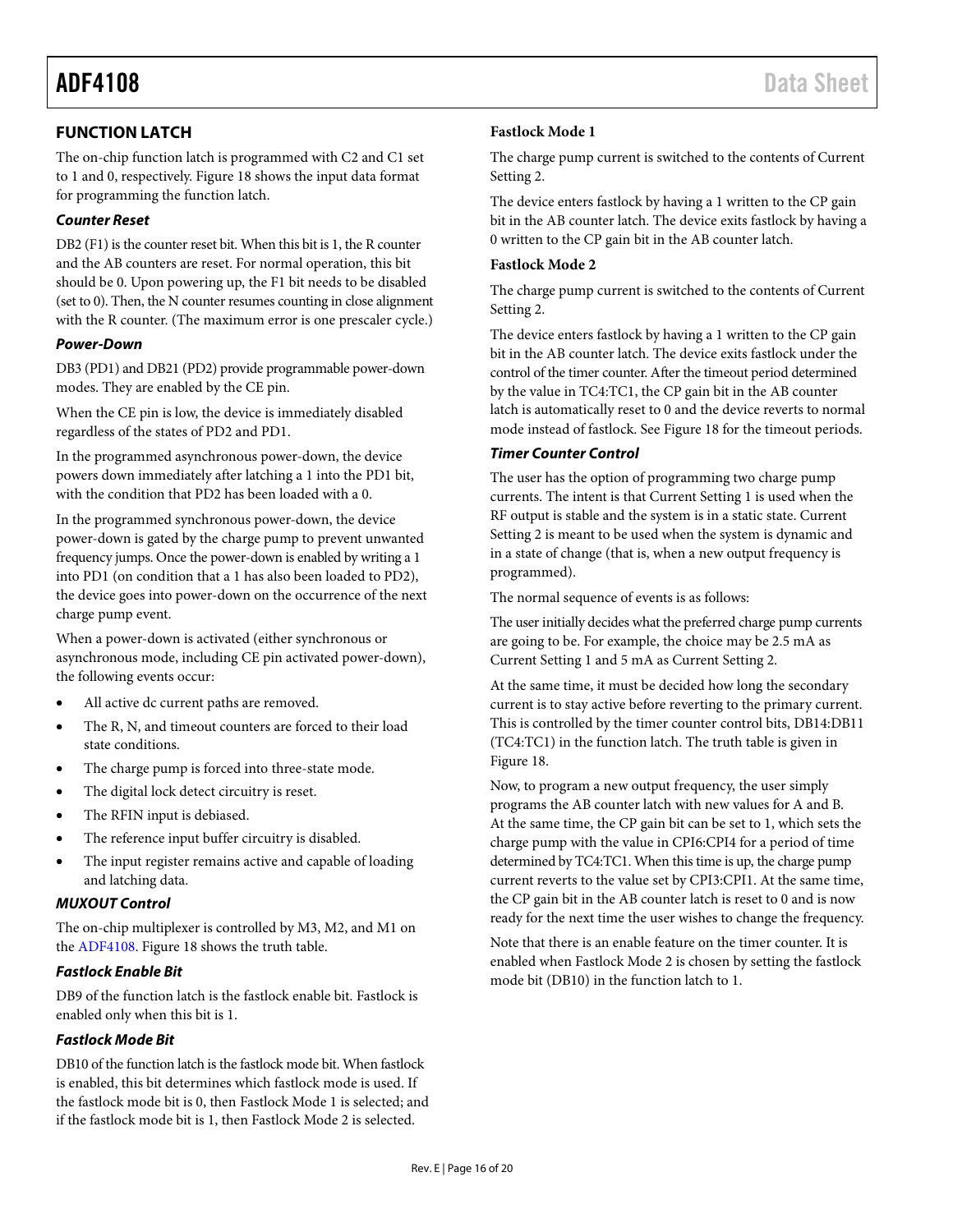## FUNCTION LATCH

The on-chip function latch is programmed with C2 and C1 set to 1 and 0, respectively. Figure 18 shows the input data format for programming the function latch.

### *Counter Reset*

DB2 (F1) is the counter reset bit. When this bit is 1, the R counter and the AB counters are reset. For normal operation, this bit should be 0. Upon powering up, the F1 bit needs to be disabled (set to 0). Then, the N counter resumes counting in close alignment with the R counter. (The maximum error is one prescaler cycle.)

### *Power-Down*

DB3 (PD1) and DB21 (PD2) provide programmable power-down modes. They are enabled by the CE pin.

When the CE pin is low, the device is immediately disabled regardless of the states of PD2 and PD1.

In the programmed asynchronous power-down, the device powers down immediately after latching a 1 into the PD1 bit, with the condition that PD2 has been loaded with a 0.

In the programmed synchronous power-down, the device power-down is gated by the charge pump to prevent unwanted frequency jumps. Once the power-down is enabled by writing a 1 into PD1 (on condition that a 1 has also been loaded to PD2), the device goes into power-down on the occurrence of the next charge pump event.

When a power-down is activated (either synchronous or asynchronous mode, including CE pin activated power-down), the following events occur:

- All active dc current paths are removed.
- The R, N, and timeout counters are forced to their load state conditions.
- The charge pump is forced into three-state mode.
- The digital lock detect circuitry is reset.
- The RFIN input is debiased.
- The reference input buffer circuitry is disabled.
- The input register remains active and capable of loading and latching data.

### *MUXOUT Control*

The on-chip multiplexer is controlled by M3, M2, and M1 on the ADF4108. Figure 18 shows the truth table.

### *Fastlock Enable Bit*

DB9 of the function latch is the fastlock enable bit. Fastlock is enabled only when this bit is 1.

### *Fastlock Mode Bit*

DB10 of the function latch is the fastlock mode bit. When fastlock is enabled, this bit determines which fastlock mode is used. If the fastlock mode bit is 0, then Fastlock Mode 1 is selected; and if the fastlock mode bit is 1, then Fastlock Mode 2 is selected.

#### Fastlock Mode 1

The charge pump current is switched to the contents of Current Setting 2.

The device enters fastlock by having a 1 written to the CP gain bit in the AB counter latch. The device exits fastlock by having a 0 written to the CP gain bit in the AB counter latch.

#### Fastlock Mode 2

The charge pump current is switched to the contents of Current Setting 2.

The device enters fastlock by having a 1 written to the CP gain bit in the AB counter latch. The device exits fastlock under the control of the timer counter. After the timeout period determined by the value in TC4:TC1, the CP gain bit in the AB counter latch is automatically reset to 0 and the device reverts to normal mode instead of fastlock. See Figure 18 for the timeout periods.

### *Timer Counter Control*

The user has the option of programming two charge pump currents. The intent is that Current Setting 1 is used when the RF output is stable and the system is in a static state. Current Setting 2 is meant to be used when the system is dynamic and in a state of change (that is, when a new output frequency is programmed).

The normal sequence of events is as follows:

The user initially decides what the preferred charge pump currents are going to be. For example, the choice may be 2.5 mA as Current Setting 1 and 5 mA as Current Setting 2.

At the same time, it must be decided how long the secondary current is to stay active before reverting to the primary current. This is controlled by the timer counter control bits, DB14:DB11 (TC4:TC1) in the function latch. The truth table is given in Figure 18.

Now, to program a new output frequency, the user simply programs the AB counter latch with new values for A and B. At the same time, the CP gain bit can be set to 1, which sets the charge pump with the value in CPI6:CPI4 for a period of time determined by TC4:TC1. When this time is up, the charge pump current reverts to the value set by CPI3:CPI1. At the same time, the CP gain bit in the AB counter latch is reset to 0 and is now ready for the next time the user wishes to change the frequency.

Note that there is an enable feature on the timer counter. It is enabled when Fastlock Mode 2 is chosen by setting the fastlock mode bit (DB10) in the function latch to 1.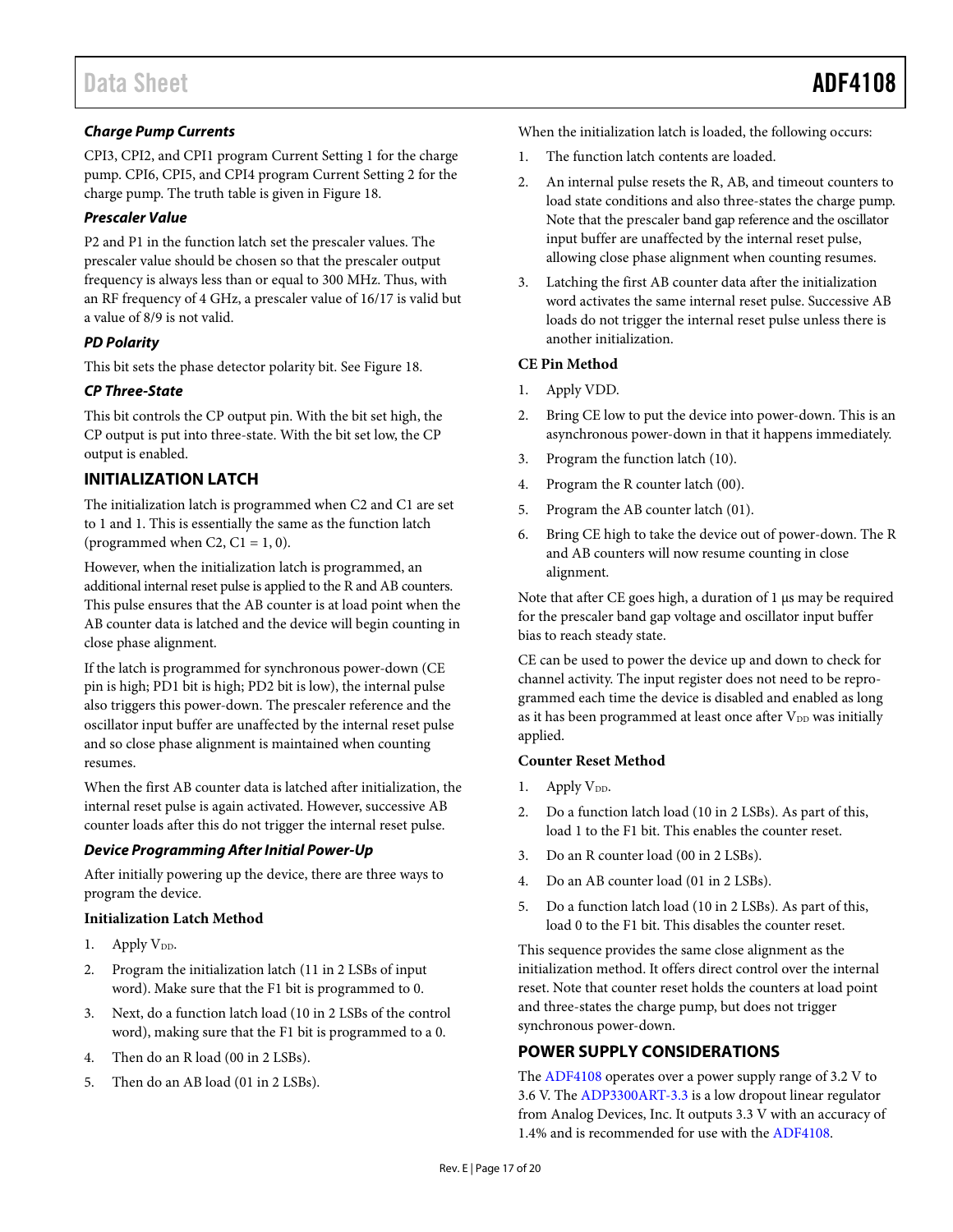### *Charge Pump Currents*

CPI3, CPI2, and CPI1 program Current Setting 1 for the charge pump. CPI6, CPI5, and CPI4 program Current Setting 2 for the charge pump. The truth table is given in Figure 18.

### *Prescaler Value*

P2 and P1 in the function latch set the prescaler values. The prescaler value should be chosen so that the prescaler output frequency is always less than or equal to 300 MHz. Thus, with an RF frequency of 4 GHz, a prescaler value of 16/17 is valid but a value of 8/9 is not valid.

### *PD Polarity*

This bit sets the phase detector polarity bit. See Figure 18.

### *CP Three-State*

This bit controls the CP output pin. With the bit set high, the CP output is put into three-state. With the bit set low, the CP output is enabled.

## INITIALIZATION LATCH

The initialization latch is programmed when C2 and C1 are set to 1 and 1. This is essentially the same as the function latch (programmed when C2, C1 = 1, 0).

However, when the initialization latch is programmed, an additional internal reset pulse is applied to the R and AB counters. This pulse ensures that the AB counter is at load point when the AB counter data is latched and the device will begin counting in close phase alignment.

If the latch is programmed for synchronous power-down (CE pin is high; PD1 bit is high; PD2 bit is low), the internal pulse also triggers this power-down. The prescaler reference and the oscillator input buffer are unaffected by the internal reset pulse and so close phase alignment is maintained when counting resumes.

When the first AB counter data is latched after initialization, the internal reset pulse is again activated. However, successive AB counter loads after this do not trigger the internal reset pulse.

### *Device Programming After Initial Power-Up*

After initially powering up the device, there are three ways to program the device.

#### Initialization Latch Method

1. Apply $V_{DD}$.
2. Program the initialization latch (11 in 2 LSBs of input word). Make sure that the F1 bit is programmed to 0.
3. Next, do a function latch load (10 in 2 LSBs of the control word), making sure that the F1 bit is programmed to a 0.
4. Then do an R load (00 in 2 LSBs).
5. Then do an AB load (01 in 2 LSBs).

When the initialization latch is loaded, the following occurs:

1. The function latch contents are loaded.
2. An internal pulse resets the R, AB, and timeout counters to load state conditions and also three-states the charge pump. Note that the prescaler band gap reference and the oscillator input buffer are unaffected by the internal reset pulse, allowing close phase alignment when counting resumes.
3. Latching the first AB counter data after the initialization word activates the same internal reset pulse. Successive AB loads do not trigger the internal reset pulse unless there is another initialization.

#### CE Pin Method

1. Apply VDD.
2. Bring CE low to put the device into power-down. This is an asynchronous power-down in that it happens immediately.
3. Program the function latch (10).
4. Program the R counter latch (00).
5. Program the AB counter latch (01).
6. Bring CE high to take the device out of power-down. The R and AB counters will now resume counting in close alignment.

Note that after CE goes high, a duration of 1 µs may be required for the prescaler band gap voltage and oscillator input buffer bias to reach steady state.

CE can be used to power the device up and down to check for channel activity. The input register does not need to be reprogrammed each time the device is disabled and enabled as long as it has been programmed at least once after $V_{DD}$ was initially applied.

#### Counter Reset Method

1. Apply $V_{DD}$.
2. Do a function latch load (10 in 2 LSBs). As part of this, load 1 to the F1 bit. This enables the counter reset.
3. Do an R counter load (00 in 2 LSBs).
4. Do an AB counter load (01 in 2 LSBs).
5. Do a function latch load (10 in 2 LSBs). As part of this, load 0 to the F1 bit. This disables the counter reset.

This sequence provides the same close alignment as the initialization method. It offers direct control over the internal reset. Note that counter reset holds the counters at load point and three-states the charge pump, but does not trigger synchronous power-down.

## POWER SUPPLY CONSIDERATIONS

The ADF4108 operates over a power supply range of 3.2 V to 3.6 V. The ADP3300ART-3.3 is a low dropout linear regulator from Analog Devices, Inc. It outputs 3.3 V with an accuracy of 1.4% and is recommended for use with the ADF4108.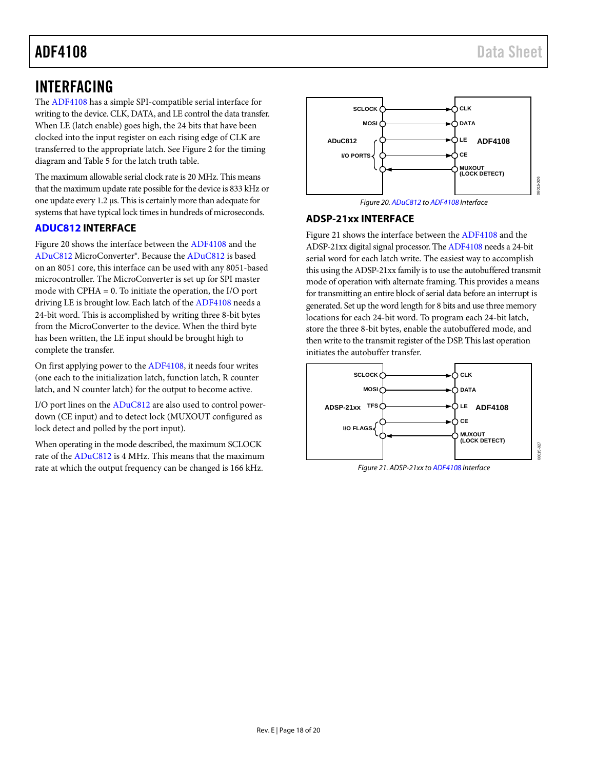# INTERFACING

The ADF4108 has a simple SPI-compatible serial interface for writing to the device. CLK, DATA, and LE control the data transfer. When LE (latch enable) goes high, the 24 bits that have been clocked into the input register on each rising edge of CLK are transferred to the appropriate latch. See Figure 2 for the timing diagram and Table 5 for the latch truth table.

The maximum allowable serial clock rate is 20 MHz. This means that the maximum update rate possible for the device is 833 kHz or one update every 1.2 µs. This is certainly more than adequate for systems that have typical lock times in hundreds of microseconds.

## ADUC812 INTERFACE

Figure 20 shows the interface between the ADF4108 and the ADuC812 MicroConverter®. Because the ADuC812 is based on an 8051 core, this interface can be used with any 8051-based microcontroller. The MicroConverter is set up for SPI master mode with CPHA = 0. To initiate the operation, the I/O port driving LE is brought low. Each latch of the ADF4108 needs a 24-bit word. This is accomplished by writing three 8-bit bytes from the MicroConverter to the device. When the third byte has been written, the LE input should be brought high to complete the transfer.

On first applying power to the ADF4108, it needs four writes (one each to the initialization latch, function latch, R counter latch, and N counter latch) for the output to become active.

I/O port lines on the ADuC812 are also used to control power-down (CE input) and to detect lock (MUXOUT configured as lock detect and polled by the port input).

When operating in the mode described, the maximum SCLOCK rate of the ADuC812 is 4 MHz. This means that the maximum rate at which the output frequency can be changed is 166 kHz.

*Figure 20. ADuC812 to ADF4108 Interface*

## ADSP-21xx INTERFACE

Figure 21 shows the interface between the ADF4108 and the ADSP-21xx digital signal processor. The ADF4108 needs a 24-bit serial word for each latch write. The easiest way to accomplish this using the ADSP-21xx family is to use the autobuffered transmit mode of operation with alternate framing. This provides a means for transmitting an entire block of serial data before an interrupt is generated. Set up the word length for 8 bits and use three memory locations for each 24-bit word. To program each 24-bit latch, store the three 8-bit bytes, enable the autobuffered mode, and then write to the transmit register of the DSP. This last operation initiates the autobuffer transfer.

*Figure 21. ADSP-21xx to ADF4108 Interface*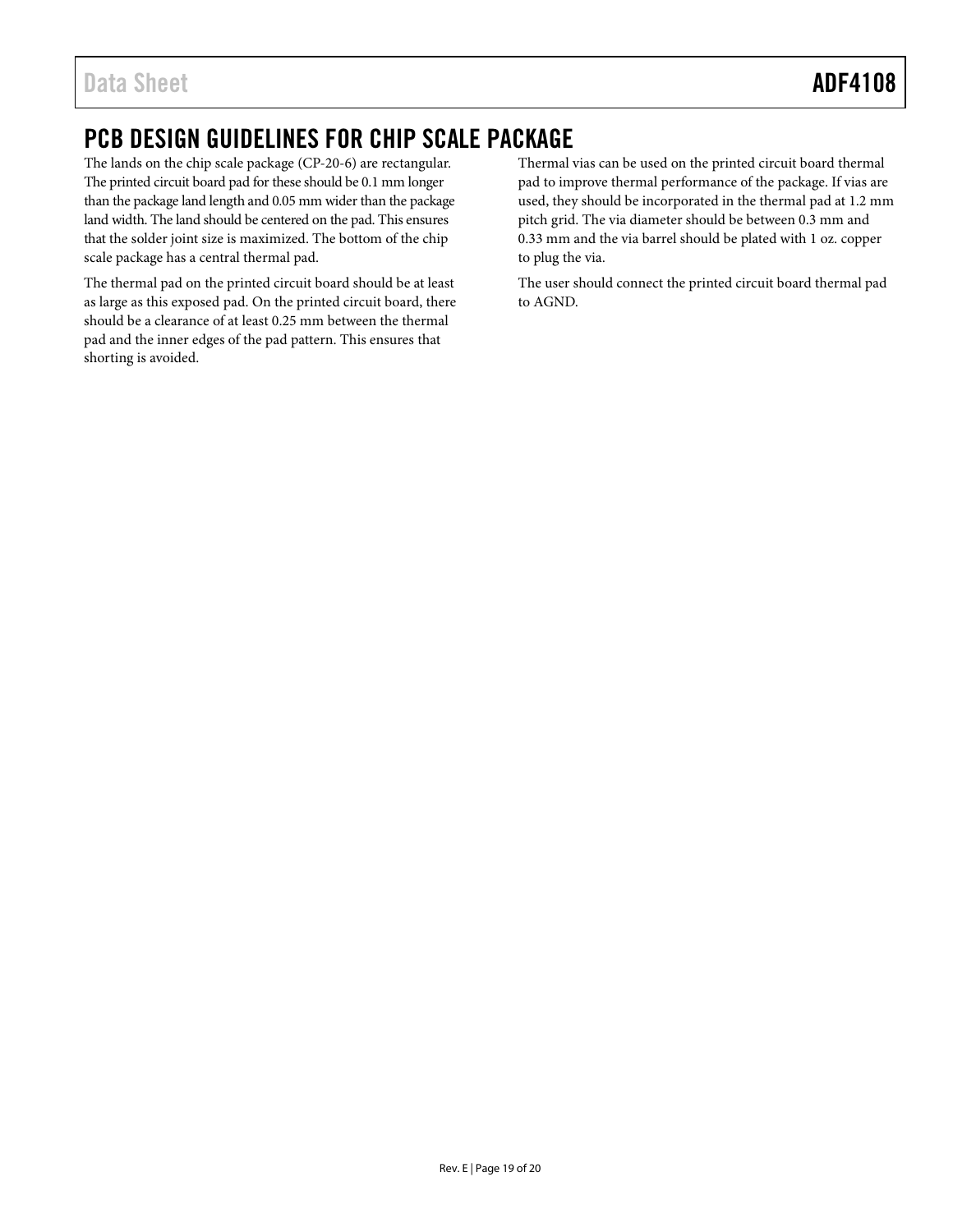## PCB DESIGN GUIDELINES FOR CHIP SCALE PACKAGE

The lands on the chip scale package (CP-20-6) are rectangular. The printed circuit board pad for these should be 0.1 mm longer than the package land length and 0.05 mm wider than the package land width. The land should be centered on the pad. This ensures that the solder joint size is maximized. The bottom of the chip scale package has a central thermal pad.

The thermal pad on the printed circuit board should be at least as large as this exposed pad. On the printed circuit board, there should be a clearance of at least 0.25 mm between the thermal pad and the inner edges of the pad pattern. This ensures that shorting is avoided.

Thermal vias can be used on the printed circuit board thermal pad to improve thermal performance of the package. If vias are used, they should be incorporated in the thermal pad at 1.2 mm pitch grid. The via diameter should be between 0.3 mm and 0.33 mm and the via barrel should be plated with 1 oz. copper to plug the via.

The user should connect the printed circuit board thermal pad to AGND.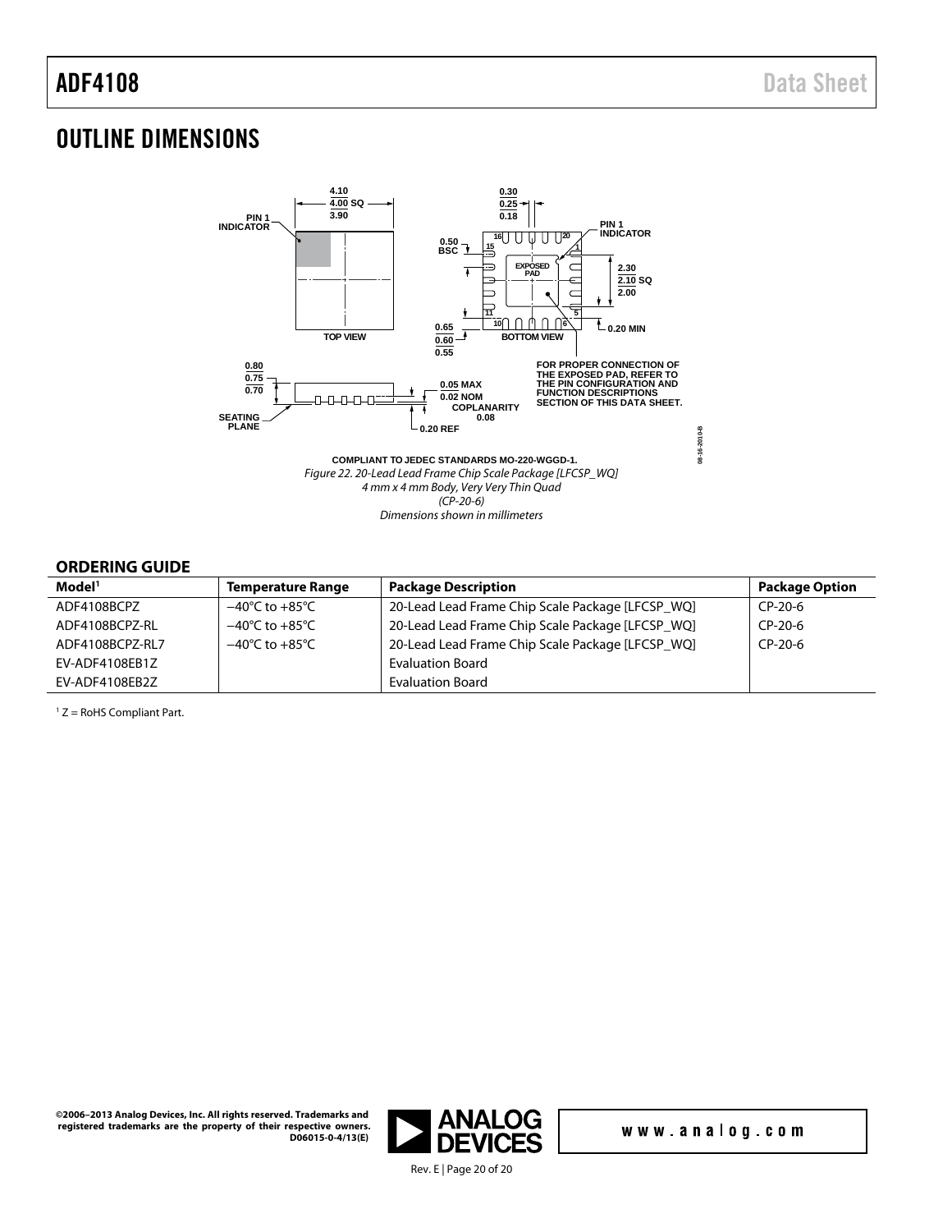# OUTLINE DIMENSIONS

4.10
4.00 SQ
3.90

PIN 1 INDICATOR

TOP VIEW

0.30
0.25
0.18

0.50 BSC

16 15 20 1 11 10 6 5

EXPOSED PAD

PIN 1 INDICATOR

2.30
2.10 SQ
2.00

0.65
0.60
0.55

BOTTOM VIEW

0.20 MIN

0.80
0.75
0.70

SEATING PLANE

0.05 MAX
0.02 NOM

COPLANARITY
0.08

0.20 REF

FOR PROPER CONNECTION OF THE EXPOSED PAD, REFER TO THE PIN CONFIGURATION AND FUNCTION DESCRIPTIONS SECTION OF THIS DATA SHEET.

COMPLIANT TO JEDEC STANDARDS MO-220-WGGD-1.

08-16-2010-B

*Figure 22. 20-Lead Lead Frame Chip Scale Package [LFCSP_WQ]*
*4 mm x 4 mm Body, Very Very Thin Quad*
*(CP-20-6)*
*Dimensions shown in millimeters*

## ORDERING GUIDE

| Model[1] | Temperature Range | Package Description | Package Option |
|---|---|---|---|
| ADF4108BCPZ | −40°C to +85°C | 20-Lead Lead Frame Chip Scale Package [LFCSP_WQ] | CP-20-6 |
| ADF4108BCPZ-RL | −40°C to +85°C | 20-Lead Lead Frame Chip Scale Package [LFCSP_WQ] | CP-20-6 |
| ADF4108BCPZ-RL7 | −40°C to +85°C | 20-Lead Lead Frame Chip Scale Package [LFCSP_WQ] | CP-20-6 |
| EV-ADF4108EB1Z | | Evaluation Board | |
| EV-ADF4108EB2Z | | Evaluation Board | |

[1] Z = RoHS Compliant Part.

©2006–2013 Analog Devices, Inc. All rights reserved. Trademarks and registered trademarks are the property of their respective owners.
D06015-0-4/13(E)